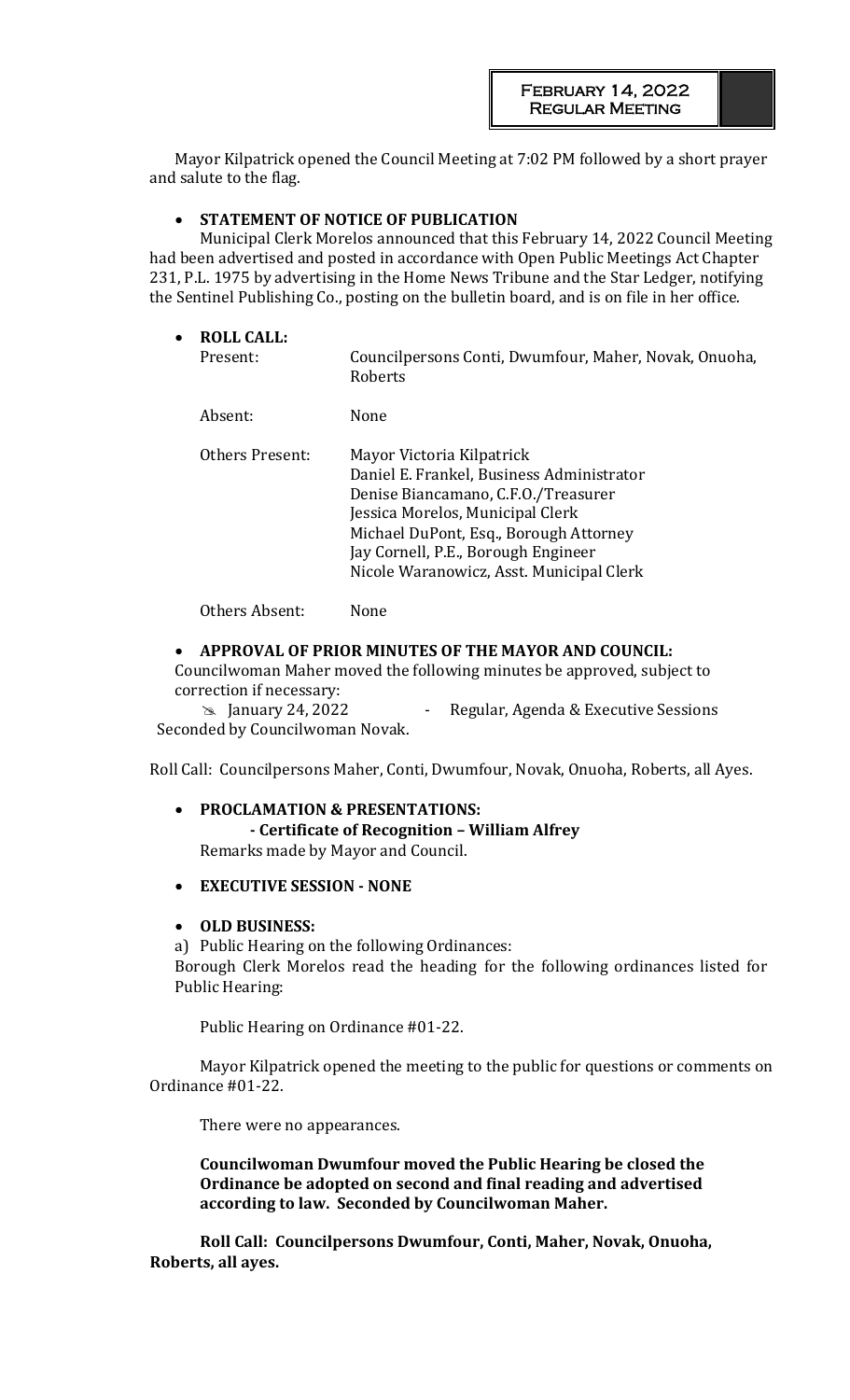**February 14, 2022**
**Regular Meeting**

Mayor Kilpatrick opened the Council Meeting at 7:02 PM followed by a short prayer and salute to the flag.

- **STATEMENT OF NOTICE OF PUBLICATION**

Municipal Clerk Morelos announced that this February 14, 2022 Council Meeting had been advertised and posted in accordance with Open Public Meetings Act Chapter 231, P.L. 1975 by advertising in the Home News Tribune and the Star Ledger, notifying the Sentinel Publishing Co., posting on the bulletin board, and is on file in her office.

- **ROLL CALL:**

| | |
|---|---|
| Present: | Councilpersons Conti, Dwumfour, Maher, Novak, Onuoha, Roberts |
| Absent: | None |
| Others Present: | Mayor Victoria Kilpatrick<br>Daniel E. Frankel, Business Administrator<br>Denise Biancamano, C.F.O./Treasurer<br>Jessica Morelos, Municipal Clerk<br>Michael DuPont, Esq., Borough Attorney<br>Jay Cornell, P.E., Borough Engineer<br>Nicole Waranowicz, Asst. Municipal Clerk |
| Others Absent: | None |

- **APPROVAL OF PRIOR MINUTES OF THE MAYOR AND COUNCIL:**

Councilwoman Maher moved the following minutes be approved, subject to correction if necessary:

- January 24, 2022 - Regular, Agenda & Executive Sessions

Seconded by Councilwoman Novak.

Roll Call: Councilpersons Maher, Conti, Dwumfour, Novak, Onuoha, Roberts, all Ayes.

- **PROCLAMATION & PRESENTATIONS:**
  - **Certificate of Recognition – William Alfrey**

  Remarks made by Mayor and Council.

- **EXECUTIVE SESSION - NONE**

- **OLD BUSINESS:**

a) Public Hearing on the following Ordinances:
Borough Clerk Morelos read the heading for the following ordinances listed for Public Hearing:

Public Hearing on Ordinance #01-22.

Mayor Kilpatrick opened the meeting to the public for questions or comments on Ordinance #01-22.

There were no appearances.

**Councilwoman Dwumfour moved the Public Hearing be closed the Ordinance be adopted on second and final reading and advertised according to law. Seconded by Councilwoman Maher.**

**Roll Call: Councilpersons Dwumfour, Conti, Maher, Novak, Onuoha, Roberts, all ayes.**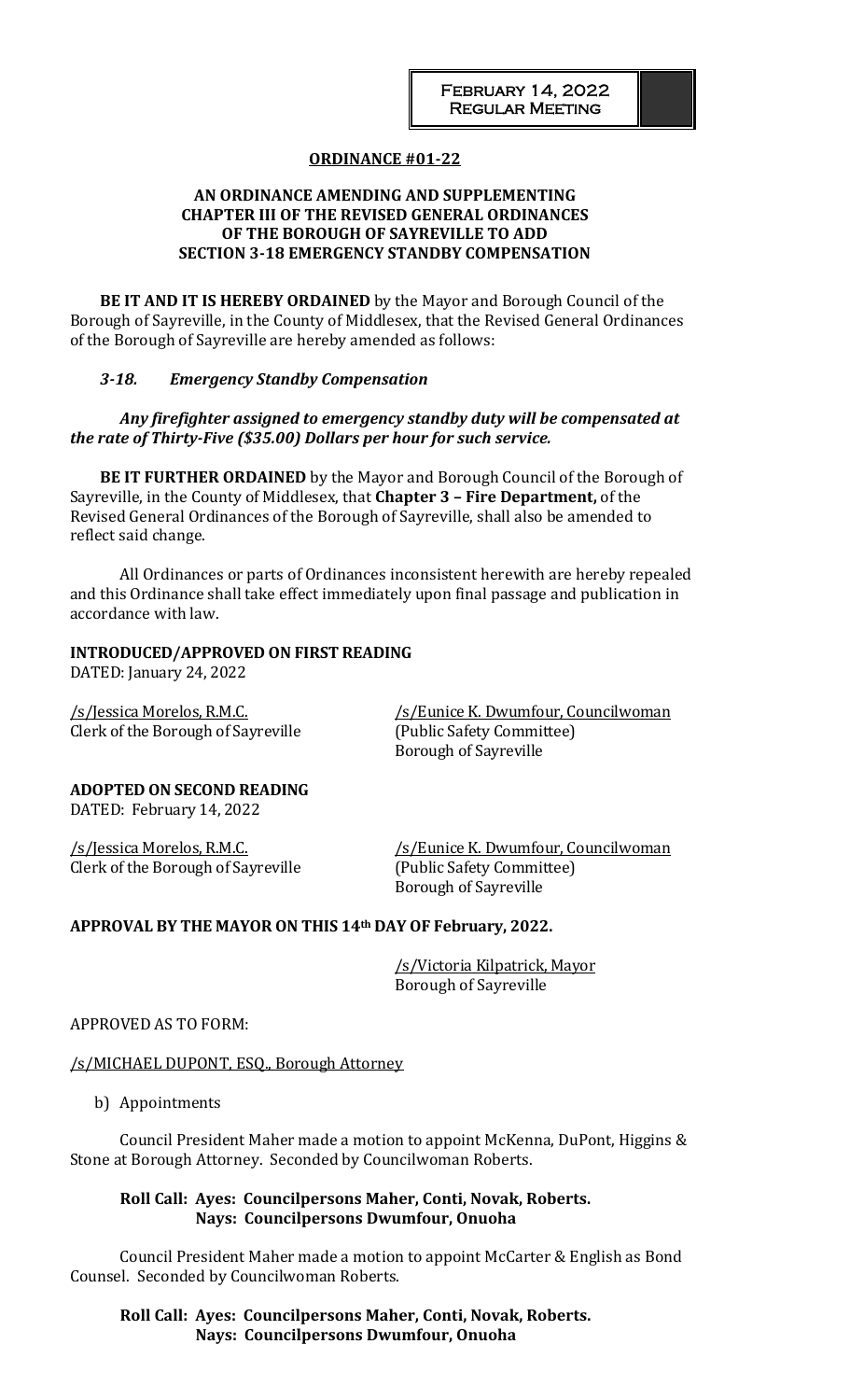**ORDINANCE #01-22**

**AN ORDINANCE AMENDING AND SUPPLEMENTING CHAPTER III OF THE REVISED GENERAL ORDINANCES OF THE BOROUGH OF SAYREVILLE TO ADD SECTION 3-18 EMERGENCY STANDBY COMPENSATION**

**BE IT AND IT IS HEREBY ORDAINED** by the Mayor and Borough Council of the Borough of Sayreville, in the County of Middlesex, that the Revised General Ordinances of the Borough of Sayreville are hereby amended as follows:

***3-18. Emergency Standby Compensation***

***Any firefighter assigned to emergency standby duty will be compensated at the rate of Thirty-Five ($35.00) Dollars per hour for such service.***

**BE IT FURTHER ORDAINED** by the Mayor and Borough Council of the Borough of Sayreville, in the County of Middlesex, that **Chapter 3 – Fire Department,** of the Revised General Ordinances of the Borough of Sayreville, shall also be amended to reflect said change.

All Ordinances or parts of Ordinances inconsistent herewith are hereby repealed and this Ordinance shall take effect immediately upon final passage and publication in accordance with law.

**INTRODUCED/APPROVED ON FIRST READING**
DATED: January 24, 2022

/s/Jessica Morelos, R.M.C.
Clerk of the Borough of Sayreville

/s/Eunice K. Dwumfour, Councilwoman
(Public Safety Committee)
Borough of Sayreville

**ADOPTED ON SECOND READING**
DATED: February 14, 2022

/s/Jessica Morelos, R.M.C.
Clerk of the Borough of Sayreville

/s/Eunice K. Dwumfour, Councilwoman
(Public Safety Committee)
Borough of Sayreville

**APPROVAL BY THE MAYOR ON THIS 14th DAY OF February, 2022.**

/s/Victoria Kilpatrick, Mayor
Borough of Sayreville

APPROVED AS TO FORM:

/s/MICHAEL DUPONT, ESQ., Borough Attorney

b) Appointments

Council President Maher made a motion to appoint McKenna, DuPont, Higgins & Stone at Borough Attorney. Seconded by Councilwoman Roberts.

**Roll Call: Ayes: Councilpersons Maher, Conti, Novak, Roberts.**
**Nays: Councilpersons Dwumfour, Onuoha**

Council President Maher made a motion to appoint McCarter & English as Bond Counsel. Seconded by Councilwoman Roberts.

**Roll Call: Ayes: Councilpersons Maher, Conti, Novak, Roberts.**
**Nays: Councilpersons Dwumfour, Onuoha**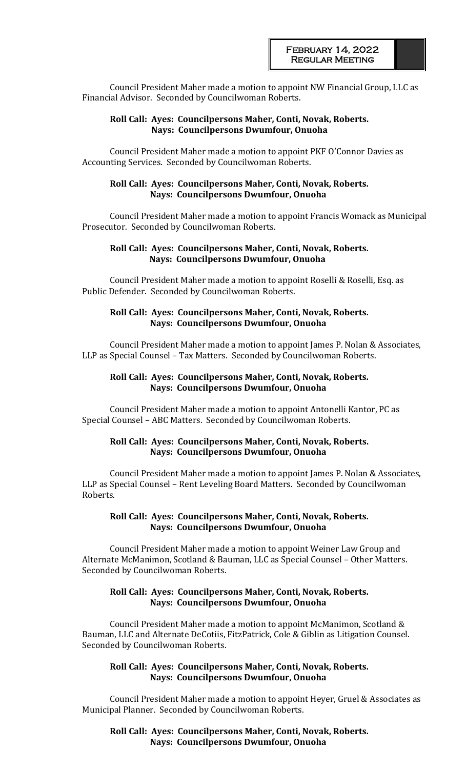Council President Maher made a motion to appoint NW Financial Group, LLC as Financial Advisor. Seconded by Councilwoman Roberts.

**Roll Call: Ayes: Councilpersons Maher, Conti, Novak, Roberts.**
**Nays: Councilpersons Dwumfour, Onuoha**

Council President Maher made a motion to appoint PKF O'Connor Davies as Accounting Services. Seconded by Councilwoman Roberts.

**Roll Call: Ayes: Councilpersons Maher, Conti, Novak, Roberts.**
**Nays: Councilpersons Dwumfour, Onuoha**

Council President Maher made a motion to appoint Francis Womack as Municipal Prosecutor. Seconded by Councilwoman Roberts.

**Roll Call: Ayes: Councilpersons Maher, Conti, Novak, Roberts.**
**Nays: Councilpersons Dwumfour, Onuoha**

Council President Maher made a motion to appoint Roselli & Roselli, Esq. as Public Defender. Seconded by Councilwoman Roberts.

**Roll Call: Ayes: Councilpersons Maher, Conti, Novak, Roberts.**
**Nays: Councilpersons Dwumfour, Onuoha**

Council President Maher made a motion to appoint James P. Nolan & Associates, LLP as Special Counsel – Tax Matters. Seconded by Councilwoman Roberts.

**Roll Call: Ayes: Councilpersons Maher, Conti, Novak, Roberts.**
**Nays: Councilpersons Dwumfour, Onuoha**

Council President Maher made a motion to appoint Antonelli Kantor, PC as Special Counsel – ABC Matters. Seconded by Councilwoman Roberts.

**Roll Call: Ayes: Councilpersons Maher, Conti, Novak, Roberts.**
**Nays: Councilpersons Dwumfour, Onuoha**

Council President Maher made a motion to appoint James P. Nolan & Associates, LLP as Special Counsel – Rent Leveling Board Matters. Seconded by Councilwoman Roberts.

**Roll Call: Ayes: Councilpersons Maher, Conti, Novak, Roberts.**
**Nays: Councilpersons Dwumfour, Onuoha**

Council President Maher made a motion to appoint Weiner Law Group and Alternate McManimon, Scotland & Bauman, LLC as Special Counsel – Other Matters. Seconded by Councilwoman Roberts.

**Roll Call: Ayes: Councilpersons Maher, Conti, Novak, Roberts.**
**Nays: Councilpersons Dwumfour, Onuoha**

Council President Maher made a motion to appoint McManimon, Scotland & Bauman, LLC and Alternate DeCotiis, FitzPatrick, Cole & Giblin as Litigation Counsel. Seconded by Councilwoman Roberts.

**Roll Call: Ayes: Councilpersons Maher, Conti, Novak, Roberts.**
**Nays: Councilpersons Dwumfour, Onuoha**

Council President Maher made a motion to appoint Heyer, Gruel & Associates as Municipal Planner. Seconded by Councilwoman Roberts.

**Roll Call: Ayes: Councilpersons Maher, Conti, Novak, Roberts.**
**Nays: Councilpersons Dwumfour, Onuoha**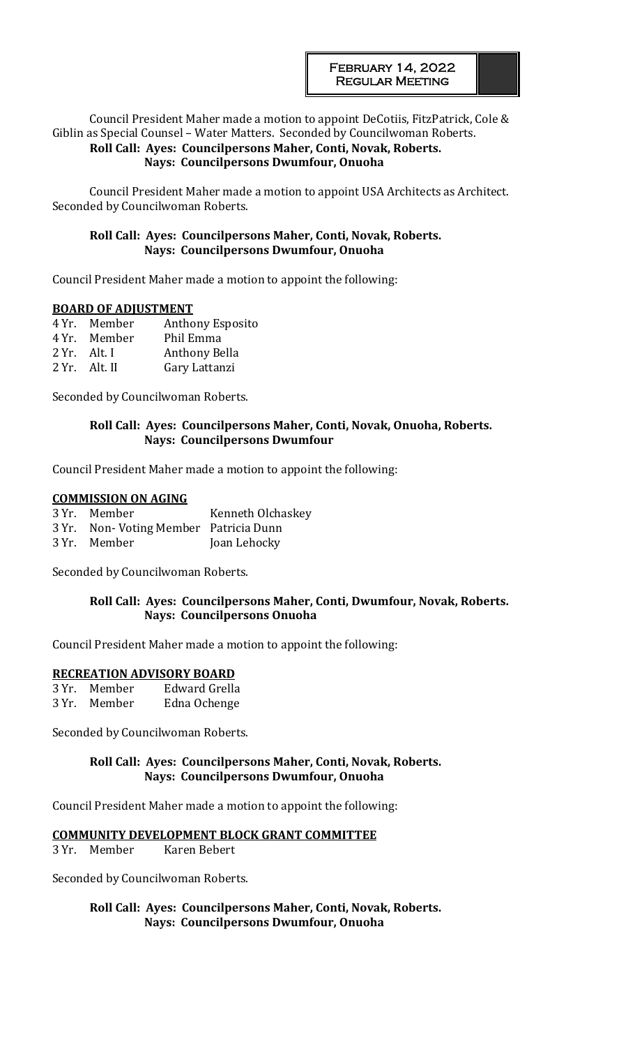Council President Maher made a motion to appoint DeCotiis, FitzPatrick, Cole & Giblin as Special Counsel – Water Matters. Seconded by Councilwoman Roberts.

**Roll Call: Ayes: Councilpersons Maher, Conti, Novak, Roberts.**
**Nays: Councilpersons Dwumfour, Onuoha**

Council President Maher made a motion to appoint USA Architects as Architect. Seconded by Councilwoman Roberts.

**Roll Call: Ayes: Councilpersons Maher, Conti, Novak, Roberts.**
**Nays: Councilpersons Dwumfour, Onuoha**

Council President Maher made a motion to appoint the following:

**BOARD OF ADJUSTMENT**

| | | |
|---|---|---|
| 4 Yr. | Member | Anthony Esposito |
| 4 Yr. | Member | Phil Emma |
| 2 Yr. | Alt. I | Anthony Bella |
| 2 Yr. | Alt. II | Gary Lattanzi |

Seconded by Councilwoman Roberts.

**Roll Call: Ayes: Councilpersons Maher, Conti, Novak, Onuoha, Roberts.**
**Nays: Councilpersons Dwumfour**

Council President Maher made a motion to appoint the following:

**COMMISSION ON AGING**

| | | |
|---|---|---|
| 3 Yr. | Member | Kenneth Olchaskey |
| 3 Yr. | Non- Voting Member | Patricia Dunn |
| 3 Yr. | Member | Joan Lehocky |

Seconded by Councilwoman Roberts.

**Roll Call: Ayes: Councilpersons Maher, Conti, Dwumfour, Novak, Roberts.**
**Nays: Councilpersons Onuoha**

Council President Maher made a motion to appoint the following:

**RECREATION ADVISORY BOARD**

| | | |
|---|---|---|
| 3 Yr. | Member | Edward Grella |
| 3 Yr. | Member | Edna Ochenge |

Seconded by Councilwoman Roberts.

**Roll Call: Ayes: Councilpersons Maher, Conti, Novak, Roberts.**
**Nays: Councilpersons Dwumfour, Onuoha**

Council President Maher made a motion to appoint the following:

**COMMUNITY DEVELOPMENT BLOCK GRANT COMMITTEE**

3 Yr. Member Karen Bebert

Seconded by Councilwoman Roberts.

**Roll Call: Ayes: Councilpersons Maher, Conti, Novak, Roberts.**
**Nays: Councilpersons Dwumfour, Onuoha**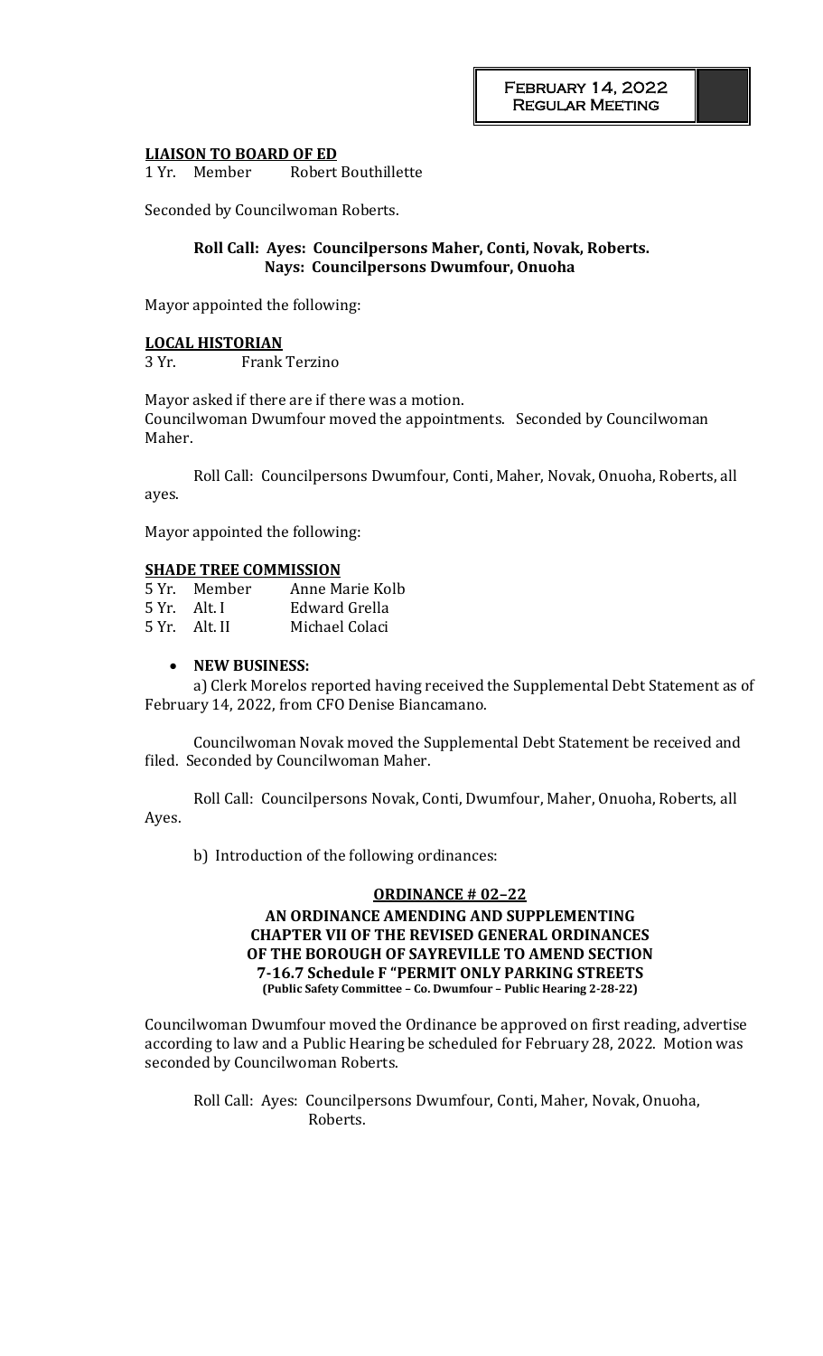**LIAISON TO BOARD OF ED**
1 Yr. Member Robert Bouthillette

Seconded by Councilwoman Roberts.

**Roll Call: Ayes: Councilpersons Maher, Conti, Novak, Roberts.**
**Nays: Councilpersons Dwumfour, Onuoha**

Mayor appointed the following:

**LOCAL HISTORIAN**
3 Yr. Frank Terzino

Mayor asked if there are if there was a motion.
Councilwoman Dwumfour moved the appointments. Seconded by Councilwoman Maher.

Roll Call: Councilpersons Dwumfour, Conti, Maher, Novak, Onuoha, Roberts, all ayes.

Mayor appointed the following:

**SHADE TREE COMMISSION**

| | | |
|---|---|---|
| 5 Yr. | Member | Anne Marie Kolb |
| 5 Yr. | Alt. I | Edward Grella |
| 5 Yr. | Alt. II | Michael Colaci |

- **NEW BUSINESS:**

a) Clerk Morelos reported having received the Supplemental Debt Statement as of February 14, 2022, from CFO Denise Biancamano.

Councilwoman Novak moved the Supplemental Debt Statement be received and filed. Seconded by Councilwoman Maher.

Roll Call: Councilpersons Novak, Conti, Dwumfour, Maher, Onuoha, Roberts, all Ayes.

b) Introduction of the following ordinances:

**ORDINANCE # 02–22**

**AN ORDINANCE AMENDING AND SUPPLEMENTING CHAPTER VII OF THE REVISED GENERAL ORDINANCES OF THE BOROUGH OF SAYREVILLE TO AMEND SECTION 7-16.7 Schedule F "PERMIT ONLY PARKING STREETS**
**(Public Safety Committee – Co. Dwumfour – Public Hearing 2-28-22)**

Councilwoman Dwumfour moved the Ordinance be approved on first reading, advertise according to law and a Public Hearing be scheduled for February 28, 2022. Motion was seconded by Councilwoman Roberts.

Roll Call: Ayes: Councilpersons Dwumfour, Conti, Maher, Novak, Onuoha, Roberts.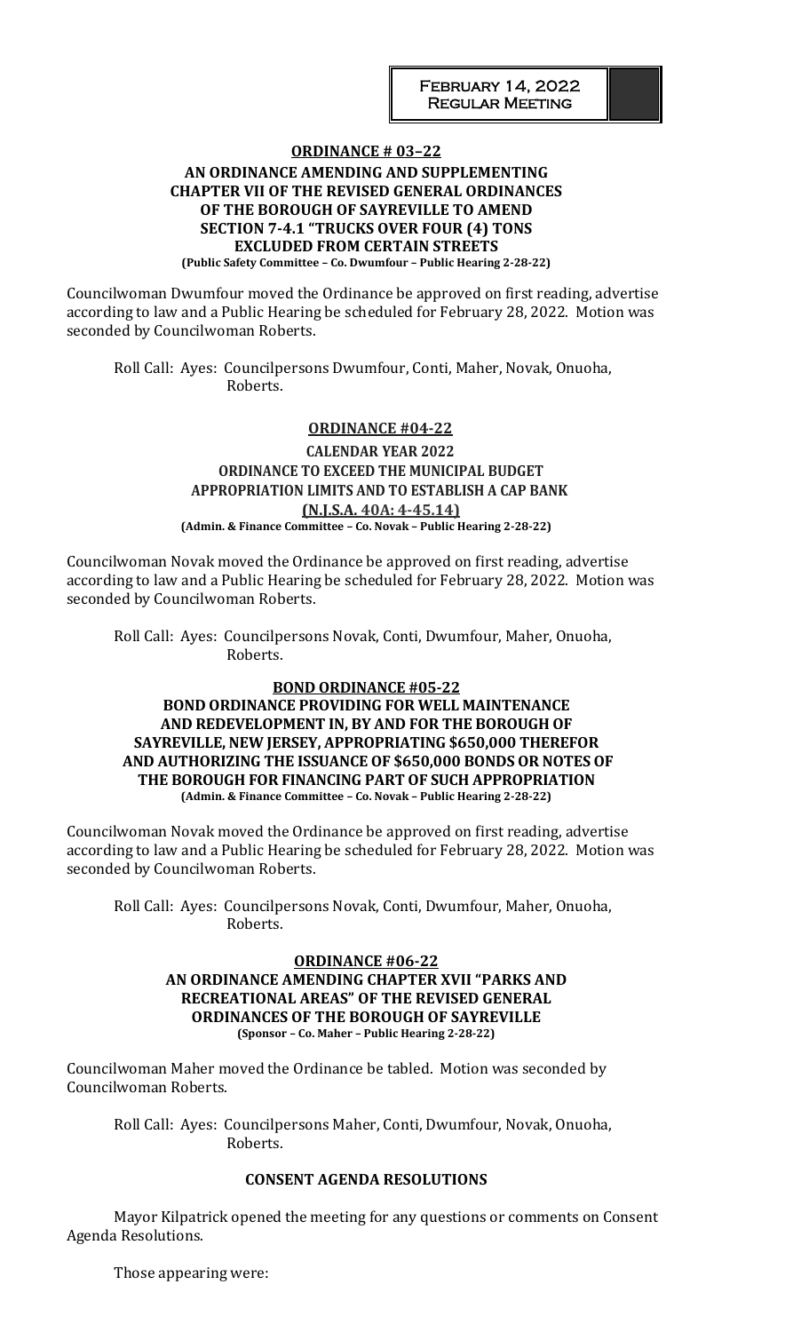**ORDINANCE # 03–22**

**AN ORDINANCE AMENDING AND SUPPLEMENTING CHAPTER VII OF THE REVISED GENERAL ORDINANCES OF THE BOROUGH OF SAYREVILLE TO AMEND SECTION 7-4.1 "TRUCKS OVER FOUR (4) TONS EXCLUDED FROM CERTAIN STREETS**

**(Public Safety Committee – Co. Dwumfour – Public Hearing 2-28-22)**

Councilwoman Dwumfour moved the Ordinance be approved on first reading, advertise according to law and a Public Hearing be scheduled for February 28, 2022. Motion was seconded by Councilwoman Roberts.

Roll Call: Ayes: Councilpersons Dwumfour, Conti, Maher, Novak, Onuoha, Roberts.

**ORDINANCE #04-22**

**CALENDAR YEAR 2022**
**ORDINANCE TO EXCEED THE MUNICIPAL BUDGET APPROPRIATION LIMITS AND TO ESTABLISH A CAP BANK**
**(N.J.S.A. 40A: 4-45.14)**
**(Admin. & Finance Committee – Co. Novak – Public Hearing 2-28-22)**

Councilwoman Novak moved the Ordinance be approved on first reading, advertise according to law and a Public Hearing be scheduled for February 28, 2022. Motion was seconded by Councilwoman Roberts.

Roll Call: Ayes: Councilpersons Novak, Conti, Dwumfour, Maher, Onuoha, Roberts.

**BOND ORDINANCE #05-22**

**BOND ORDINANCE PROVIDING FOR WELL MAINTENANCE AND REDEVELOPMENT IN, BY AND FOR THE BOROUGH OF SAYREVILLE, NEW JERSEY, APPROPRIATING $650,000 THEREFOR AND AUTHORIZING THE ISSUANCE OF $650,000 BONDS OR NOTES OF THE BOROUGH FOR FINANCING PART OF SUCH APPROPRIATION**
**(Admin. & Finance Committee – Co. Novak – Public Hearing 2-28-22)**

Councilwoman Novak moved the Ordinance be approved on first reading, advertise according to law and a Public Hearing be scheduled for February 28, 2022. Motion was seconded by Councilwoman Roberts.

Roll Call: Ayes: Councilpersons Novak, Conti, Dwumfour, Maher, Onuoha, Roberts.

**ORDINANCE #06-22**

**AN ORDINANCE AMENDING CHAPTER XVII "PARKS AND RECREATIONAL AREAS" OF THE REVISED GENERAL ORDINANCES OF THE BOROUGH OF SAYREVILLE**
**(Sponsor – Co. Maher – Public Hearing 2-28-22)**

Councilwoman Maher moved the Ordinance be tabled. Motion was seconded by Councilwoman Roberts.

Roll Call: Ayes: Councilpersons Maher, Conti, Dwumfour, Novak, Onuoha, Roberts.

**CONSENT AGENDA RESOLUTIONS**

Mayor Kilpatrick opened the meeting for any questions or comments on Consent Agenda Resolutions.

Those appearing were: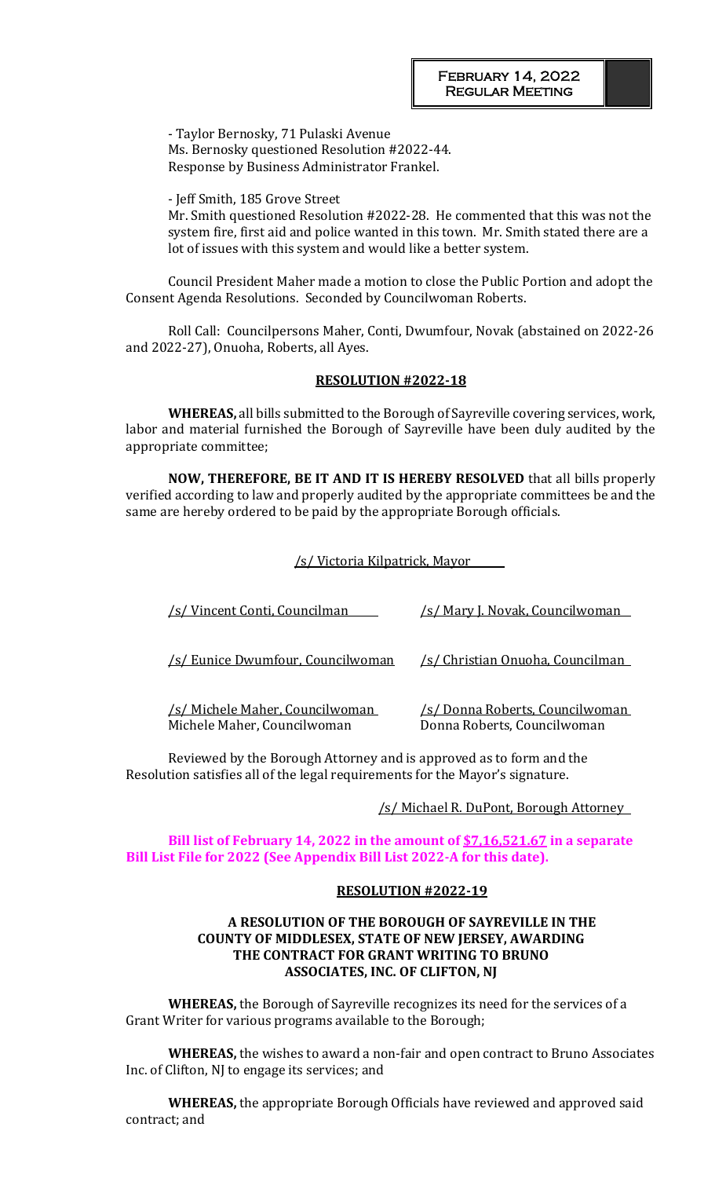- Taylor Bernosky, 71 Pulaski Avenue
Ms. Bernosky questioned Resolution #2022-44.
Response by Business Administrator Frankel.

- Jeff Smith, 185 Grove Street
Mr. Smith questioned Resolution #2022-28. He commented that this was not the system fire, first aid and police wanted in this town. Mr. Smith stated there are a lot of issues with this system and would like a better system.

Council President Maher made a motion to close the Public Portion and adopt the Consent Agenda Resolutions. Seconded by Councilwoman Roberts.

Roll Call: Councilpersons Maher, Conti, Dwumfour, Novak (abstained on 2022-26 and 2022-27), Onuoha, Roberts, all Ayes.

## RESOLUTION #2022-18

**WHEREAS,** all bills submitted to the Borough of Sayreville covering services, work, labor and material furnished the Borough of Sayreville have been duly audited by the appropriate committee;

**NOW, THEREFORE, BE IT AND IT IS HEREBY RESOLVED** that all bills properly verified according to law and properly audited by the appropriate committees be and the same are hereby ordered to be paid by the appropriate Borough officials.

/s/ Victoria Kilpatrick, Mayor

/s/ Vincent Conti, Councilman

/s/ Mary J. Novak, Councilwoman

/s/ Eunice Dwumfour, Councilwoman

/s/ Christian Onuoha, Councilman

/s/ Michele Maher, Councilwoman
Michele Maher, Councilwoman

/s/ Donna Roberts, Councilwoman
Donna Roberts, Councilwoman

Reviewed by the Borough Attorney and is approved as to form and the Resolution satisfies all of the legal requirements for the Mayor's signature.

/s/ Michael R. DuPont, Borough Attorney

**Bill list of February 14, 2022 in the amount of $7,16,521.67 in a separate Bill List File for 2022 (See Appendix Bill List 2022-A for this date).**

## RESOLUTION #2022-19

**A RESOLUTION OF THE BOROUGH OF SAYREVILLE IN THE COUNTY OF MIDDLESEX, STATE OF NEW JERSEY, AWARDING THE CONTRACT FOR GRANT WRITING TO BRUNO ASSOCIATES, INC. OF CLIFTON, NJ**

**WHEREAS,** the Borough of Sayreville recognizes its need for the services of a Grant Writer for various programs available to the Borough;

**WHEREAS,** the wishes to award a non-fair and open contract to Bruno Associates Inc. of Clifton, NJ to engage its services; and

**WHEREAS,** the appropriate Borough Officials have reviewed and approved said contract; and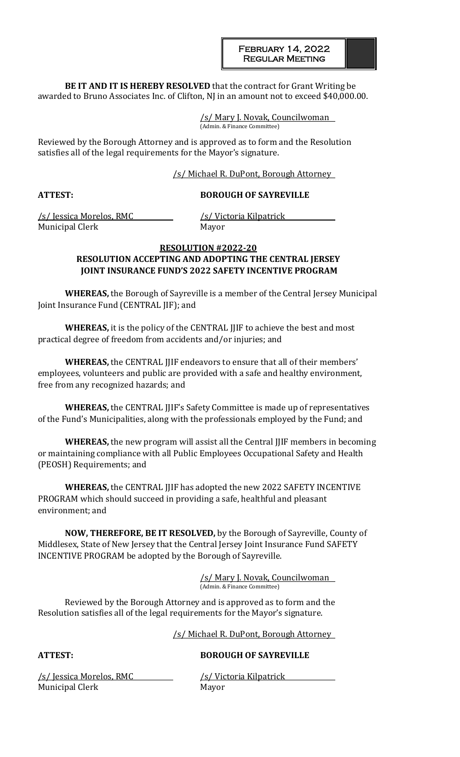**BE IT AND IT IS HEREBY RESOLVED** that the contract for Grant Writing be awarded to Bruno Associates Inc. of Clifton, NJ in an amount not to exceed $40,000.00.

/s/ Mary J. Novak, Councilwoman
(Admin. & Finance Committee)

Reviewed by the Borough Attorney and is approved as to form and the Resolution satisfies all of the legal requirements for the Mayor's signature.

/s/ Michael R. DuPont, Borough Attorney

**ATTEST:** **BOROUGH OF SAYREVILLE**

/s/ Jessica Morelos, RMC
Municipal Clerk

/s/ Victoria Kilpatrick
Mayor

## RESOLUTION #2022-20
## RESOLUTION ACCEPTING AND ADOPTING THE CENTRAL JERSEY JOINT INSURANCE FUND'S 2022 SAFETY INCENTIVE PROGRAM

**WHEREAS,** the Borough of Sayreville is a member of the Central Jersey Municipal Joint Insurance Fund (CENTRAL JIF); and

**WHEREAS,** it is the policy of the CENTRAL JJIF to achieve the best and most practical degree of freedom from accidents and/or injuries; and

**WHEREAS,** the CENTRAL JJIF endeavors to ensure that all of their members' employees, volunteers and public are provided with a safe and healthy environment, free from any recognized hazards; and

**WHEREAS,** the CENTRAL JJIF's Safety Committee is made up of representatives of the Fund's Municipalities, along with the professionals employed by the Fund; and

**WHEREAS,** the new program will assist all the Central JJIF members in becoming or maintaining compliance with all Public Employees Occupational Safety and Health (PEOSH) Requirements; and

**WHEREAS,** the CENTRAL JJIF has adopted the new 2022 SAFETY INCENTIVE PROGRAM which should succeed in providing a safe, healthful and pleasant environment; and

**NOW, THEREFORE, BE IT RESOLVED,** by the Borough of Sayreville, County of Middlesex, State of New Jersey that the Central Jersey Joint Insurance Fund SAFETY INCENTIVE PROGRAM be adopted by the Borough of Sayreville.

/s/ Mary J. Novak, Councilwoman
(Admin. & Finance Committee)

Reviewed by the Borough Attorney and is approved as to form and the Resolution satisfies all of the legal requirements for the Mayor's signature.

/s/ Michael R. DuPont, Borough Attorney

**ATTEST:** **BOROUGH OF SAYREVILLE**

/s/ Jessica Morelos, RMC
Municipal Clerk

/s/ Victoria Kilpatrick
Mayor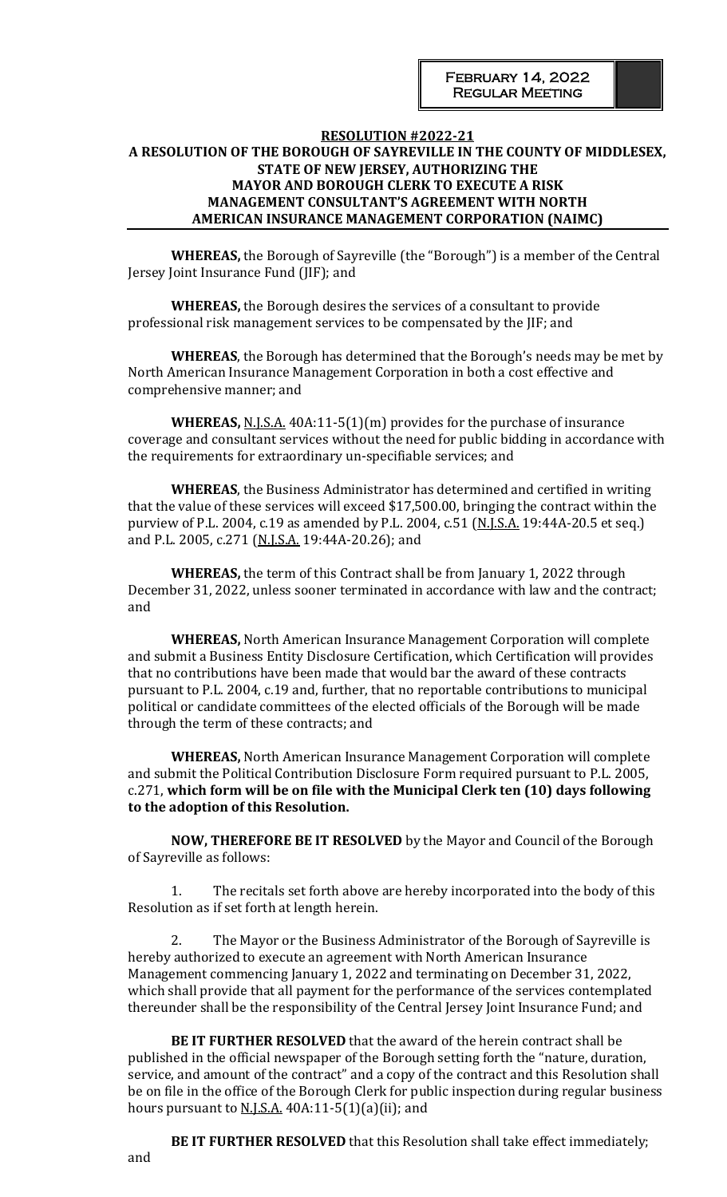**RESOLUTION #2022-21**

**A RESOLUTION OF THE BOROUGH OF SAYREVILLE IN THE COUNTY OF MIDDLESEX, STATE OF NEW JERSEY, AUTHORIZING THE MAYOR AND BOROUGH CLERK TO EXECUTE A RISK MANAGEMENT CONSULTANT'S AGREEMENT WITH NORTH AMERICAN INSURANCE MANAGEMENT CORPORATION (NAIMC)**

**WHEREAS,** the Borough of Sayreville (the "Borough") is a member of the Central Jersey Joint Insurance Fund (JIF); and

**WHEREAS,** the Borough desires the services of a consultant to provide professional risk management services to be compensated by the JIF; and

**WHEREAS**, the Borough has determined that the Borough's needs may be met by North American Insurance Management Corporation in both a cost effective and comprehensive manner; and

**WHEREAS,** N.J.S.A. 40A:11-5(1)(m) provides for the purchase of insurance coverage and consultant services without the need for public bidding in accordance with the requirements for extraordinary un-specifiable services; and

**WHEREAS**, the Business Administrator has determined and certified in writing that the value of these services will exceed $17,500.00, bringing the contract within the purview of P.L. 2004, c.19 as amended by P.L. 2004, c.51 (N.J.S.A. 19:44A-20.5 et seq.) and P.L. 2005, c.271 (N.J.S.A. 19:44A-20.26); and

**WHEREAS,** the term of this Contract shall be from January 1, 2022 through December 31, 2022, unless sooner terminated in accordance with law and the contract; and

**WHEREAS,** North American Insurance Management Corporation will complete and submit a Business Entity Disclosure Certification, which Certification will provides that no contributions have been made that would bar the award of these contracts pursuant to P.L. 2004, c.19 and, further, that no reportable contributions to municipal political or candidate committees of the elected officials of the Borough will be made through the term of these contracts; and

**WHEREAS,** North American Insurance Management Corporation will complete and submit the Political Contribution Disclosure Form required pursuant to P.L. 2005, c.271, **which form will be on file with the Municipal Clerk ten (10) days following to the adoption of this Resolution.**

**NOW, THEREFORE BE IT RESOLVED** by the Mayor and Council of the Borough of Sayreville as follows:

1. The recitals set forth above are hereby incorporated into the body of this Resolution as if set forth at length herein.

2. The Mayor or the Business Administrator of the Borough of Sayreville is hereby authorized to execute an agreement with North American Insurance Management commencing January 1, 2022 and terminating on December 31, 2022, which shall provide that all payment for the performance of the services contemplated thereunder shall be the responsibility of the Central Jersey Joint Insurance Fund; and

**BE IT FURTHER RESOLVED** that the award of the herein contract shall be published in the official newspaper of the Borough setting forth the "nature, duration, service, and amount of the contract" and a copy of the contract and this Resolution shall be on file in the office of the Borough Clerk for public inspection during regular business hours pursuant to N.J.S.A. 40A:11-5(1)(a)(ii); and

**BE IT FURTHER RESOLVED** that this Resolution shall take effect immediately; and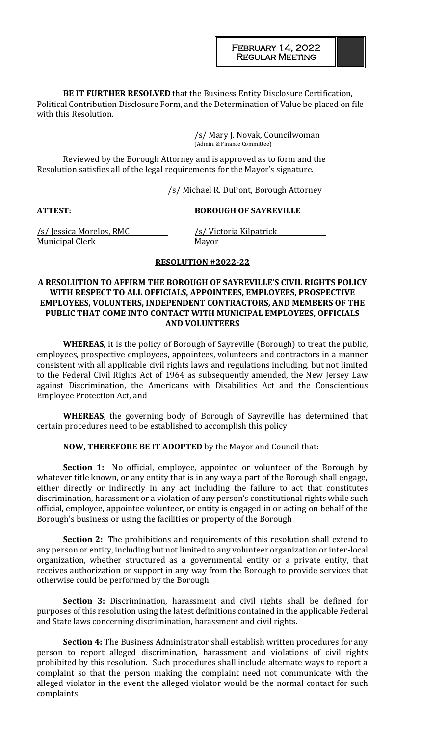**BE IT FURTHER RESOLVED** that the Business Entity Disclosure Certification, Political Contribution Disclosure Form, and the Determination of Value be placed on file with this Resolution.

/s/ Mary J. Novak, Councilwoman
(Admin. & Finance Committee)

Reviewed by the Borough Attorney and is approved as to form and the Resolution satisfies all of the legal requirements for the Mayor's signature.

/s/ Michael R. DuPont, Borough Attorney

**ATTEST:** **BOROUGH OF SAYREVILLE**

/s/ Jessica Morelos, RMC
Municipal Clerk

/s/ Victoria Kilpatrick
Mayor

## RESOLUTION #2022-22

### A RESOLUTION TO AFFIRM THE BOROUGH OF SAYREVILLE'S CIVIL RIGHTS POLICY WITH RESPECT TO ALL OFFICIALS, APPOINTEES, EMPLOYEES, PROSPECTIVE EMPLOYEES, VOLUNTEERS, INDEPENDENT CONTRACTORS, AND MEMBERS OF THE PUBLIC THAT COME INTO CONTACT WITH MUNICIPAL EMPLOYEES, OFFICIALS AND VOLUNTEERS

**WHEREAS**, it is the policy of Borough of Sayreville (Borough) to treat the public, employees, prospective employees, appointees, volunteers and contractors in a manner consistent with all applicable civil rights laws and regulations including, but not limited to the Federal Civil Rights Act of 1964 as subsequently amended, the New Jersey Law against Discrimination, the Americans with Disabilities Act and the Conscientious Employee Protection Act, and

**WHEREAS,** the governing body of Borough of Sayreville has determined that certain procedures need to be established to accomplish this policy

**NOW, THEREFORE BE IT ADOPTED** by the Mayor and Council that:

**Section 1:** No official, employee, appointee or volunteer of the Borough by whatever title known, or any entity that is in any way a part of the Borough shall engage, either directly or indirectly in any act including the failure to act that constitutes discrimination, harassment or a violation of any person's constitutional rights while such official, employee, appointee volunteer, or entity is engaged in or acting on behalf of the Borough's business or using the facilities or property of the Borough

**Section 2:** The prohibitions and requirements of this resolution shall extend to any person or entity, including but not limited to any volunteer organization or inter-local organization, whether structured as a governmental entity or a private entity, that receives authorization or support in any way from the Borough to provide services that otherwise could be performed by the Borough.

**Section 3:** Discrimination, harassment and civil rights shall be defined for purposes of this resolution using the latest definitions contained in the applicable Federal and State laws concerning discrimination, harassment and civil rights.

**Section 4:** The Business Administrator shall establish written procedures for any person to report alleged discrimination, harassment and violations of civil rights prohibited by this resolution. Such procedures shall include alternate ways to report a complaint so that the person making the complaint need not communicate with the alleged violator in the event the alleged violator would be the normal contact for such complaints.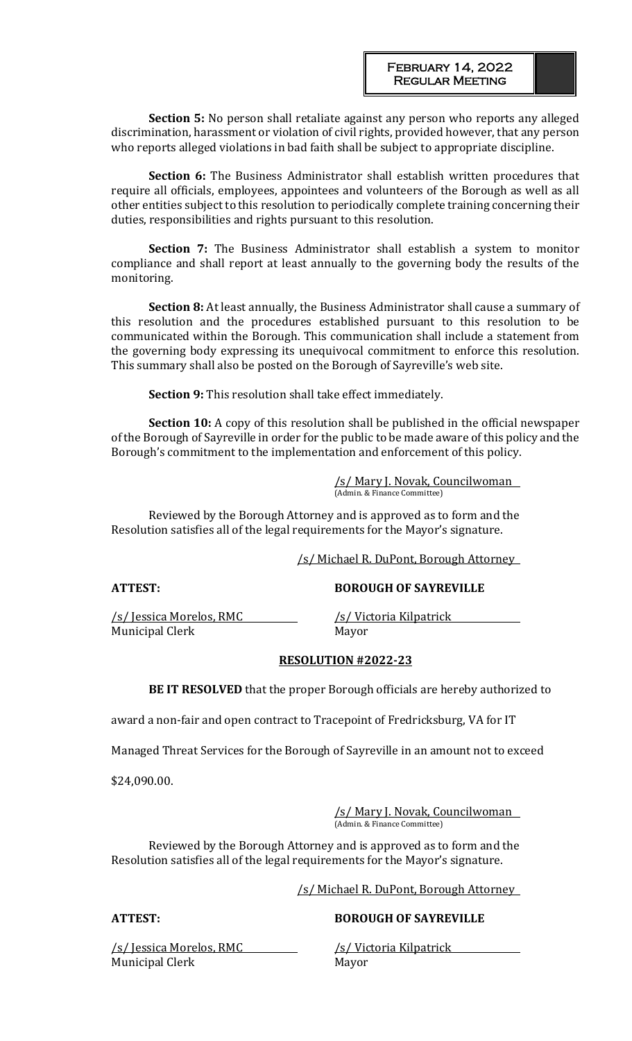**Section 5:** No person shall retaliate against any person who reports any alleged discrimination, harassment or violation of civil rights, provided however, that any person who reports alleged violations in bad faith shall be subject to appropriate discipline.

**Section 6:** The Business Administrator shall establish written procedures that require all officials, employees, appointees and volunteers of the Borough as well as all other entities subject to this resolution to periodically complete training concerning their duties, responsibilities and rights pursuant to this resolution.

**Section 7:** The Business Administrator shall establish a system to monitor compliance and shall report at least annually to the governing body the results of the monitoring.

**Section 8:** At least annually, the Business Administrator shall cause a summary of this resolution and the procedures established pursuant to this resolution to be communicated within the Borough. This communication shall include a statement from the governing body expressing its unequivocal commitment to enforce this resolution. This summary shall also be posted on the Borough of Sayreville's web site.

**Section 9:** This resolution shall take effect immediately.

**Section 10:** A copy of this resolution shall be published in the official newspaper of the Borough of Sayreville in order for the public to be made aware of this policy and the Borough's commitment to the implementation and enforcement of this policy.

/s/ Mary J. Novak, Councilwoman
(Admin. & Finance Committee)

Reviewed by the Borough Attorney and is approved as to form and the Resolution satisfies all of the legal requirements for the Mayor's signature.

/s/ Michael R. DuPont, Borough Attorney

**ATTEST:** **BOROUGH OF SAYREVILLE**

/s/ Jessica Morelos, RMC /s/ Victoria Kilpatrick
Municipal Clerk Mayor

**RESOLUTION #2022-23**

**BE IT RESOLVED** that the proper Borough officials are hereby authorized to award a non-fair and open contract to Tracepoint of Fredricksburg, VA for IT Managed Threat Services for the Borough of Sayreville in an amount not to exceed $24,090.00.

/s/ Mary J. Novak, Councilwoman
(Admin. & Finance Committee)

Reviewed by the Borough Attorney and is approved as to form and the Resolution satisfies all of the legal requirements for the Mayor's signature.

/s/ Michael R. DuPont, Borough Attorney

**ATTEST:** **BOROUGH OF SAYREVILLE**

/s/ Jessica Morelos, RMC /s/ Victoria Kilpatrick
Municipal Clerk Mayor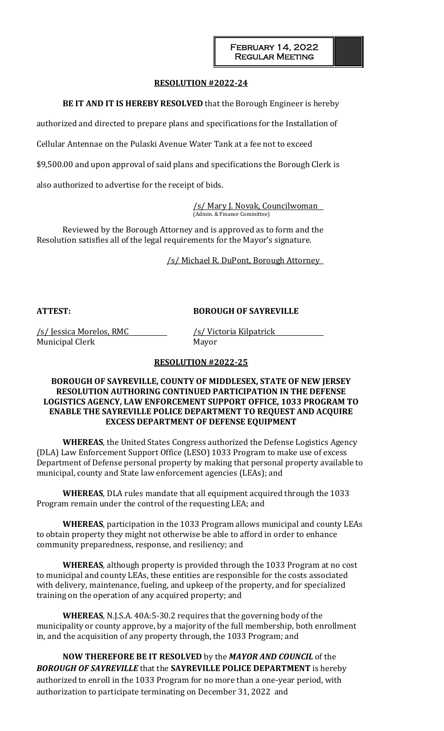**RESOLUTION #2022-24**

**BE IT AND IT IS HEREBY RESOLVED** that the Borough Engineer is hereby authorized and directed to prepare plans and specifications for the Installation of Cellular Antennae on the Pulaski Avenue Water Tank at a fee not to exceed $9,500.00 and upon approval of said plans and specifications the Borough Clerk is also authorized to advertise for the receipt of bids.

/s/ Mary J. Novak, Councilwoman
(Admin. & Finance Committee)

Reviewed by the Borough Attorney and is approved as to form and the Resolution satisfies all of the legal requirements for the Mayor's signature.

/s/ Michael R. DuPont, Borough Attorney

**ATTEST:** **BOROUGH OF SAYREVILLE**

/s/ Jessica Morelos, RMC
Municipal Clerk

/s/ Victoria Kilpatrick
Mayor

**RESOLUTION #2022-25**

**BOROUGH OF SAYREVILLE, COUNTY OF MIDDLESEX, STATE OF NEW JERSEY RESOLUTION AUTHORING CONTINUED PARTICIPATION IN THE DEFENSE LOGISTICS AGENCY, LAW ENFORCEMENT SUPPORT OFFICE, 1033 PROGRAM TO ENABLE THE SAYREVILLE POLICE DEPARTMENT TO REQUEST AND ACQUIRE EXCESS DEPARTMENT OF DEFENSE EQUIPMENT**

**WHEREAS**, the United States Congress authorized the Defense Logistics Agency (DLA) Law Enforcement Support Office (LESO) 1033 Program to make use of excess Department of Defense personal property by making that personal property available to municipal, county and State law enforcement agencies (LEAs); and

**WHEREAS**, DLA rules mandate that all equipment acquired through the 1033 Program remain under the control of the requesting LEA; and

**WHEREAS**, participation in the 1033 Program allows municipal and county LEAs to obtain property they might not otherwise be able to afford in order to enhance community preparedness, response, and resiliency; and

**WHEREAS**, although property is provided through the 1033 Program at no cost to municipal and county LEAs, these entities are responsible for the costs associated with delivery, maintenance, fueling, and upkeep of the property, and for specialized training on the operation of any acquired property; and

**WHEREAS**, N.J.S.A. 40A:5-30.2 requires that the governing body of the municipality or county approve, by a majority of the full membership, both enrollment in, and the acquisition of any property through, the 1033 Program; and

**NOW THEREFORE BE IT RESOLVED** by the ***MAYOR AND COUNCIL*** of the ***BOROUGH OF SAYREVILLE*** that the **SAYREVILLE POLICE DEPARTMENT** is hereby authorized to enroll in the 1033 Program for no more than a one-year period, with authorization to participate terminating on December 31, 2022 and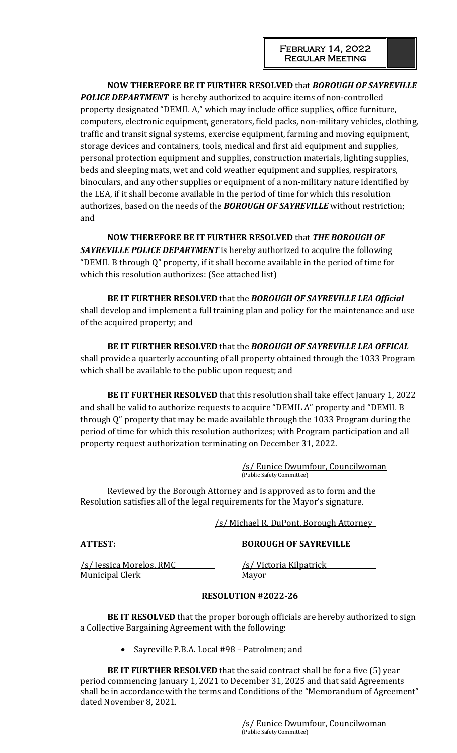**NOW THEREFORE BE IT FURTHER RESOLVED** that ***BOROUGH OF SAYREVILLE POLICE DEPARTMENT*** is hereby authorized to acquire items of non-controlled property designated "DEMIL A," which may include office supplies, office furniture, computers, electronic equipment, generators, field packs, non-military vehicles, clothing, traffic and transit signal systems, exercise equipment, farming and moving equipment, storage devices and containers, tools, medical and first aid equipment and supplies, personal protection equipment and supplies, construction materials, lighting supplies, beds and sleeping mats, wet and cold weather equipment and supplies, respirators, binoculars, and any other supplies or equipment of a non-military nature identified by the LEA, if it shall become available in the period of time for which this resolution authorizes, based on the needs of the ***BOROUGH OF SAYREVILLE*** without restriction; and

**NOW THEREFORE BE IT FURTHER RESOLVED** that ***THE BOROUGH OF SAYREVILLE POLICE DEPARTMENT*** is hereby authorized to acquire the following "DEMIL B through Q" property, if it shall become available in the period of time for which this resolution authorizes: (See attached list)

**BE IT FURTHER RESOLVED** that the ***BOROUGH OF SAYREVILLE LEA Official*** shall develop and implement a full training plan and policy for the maintenance and use of the acquired property; and

**BE IT FURTHER RESOLVED** that the ***BOROUGH OF SAYREVILLE LEA OFFICAL*** shall provide a quarterly accounting of all property obtained through the 1033 Program which shall be available to the public upon request; and

**BE IT FURTHER RESOLVED** that this resolution shall take effect January 1, 2022 and shall be valid to authorize requests to acquire "DEMIL A" property and "DEMIL B through Q" property that may be made available through the 1033 Program during the period of time for which this resolution authorizes; with Program participation and all property request authorization terminating on December 31, 2022.

/s/ Eunice Dwumfour, Councilwoman
(Public Safety Committee)

Reviewed by the Borough Attorney and is approved as to form and the Resolution satisfies all of the legal requirements for the Mayor's signature.

/s/ Michael R. DuPont, Borough Attorney

**ATTEST:** **BOROUGH OF SAYREVILLE**

/s/ Jessica Morelos, RMC
Municipal Clerk

/s/ Victoria Kilpatrick
Mayor

## RESOLUTION #2022-26

**BE IT RESOLVED** that the proper borough officials are hereby authorized to sign a Collective Bargaining Agreement with the following:

- Sayreville P.B.A. Local #98 – Patrolmen; and

**BE IT FURTHER RESOLVED** that the said contract shall be for a five (5) year period commencing January 1, 2021 to December 31, 2025 and that said Agreements shall be in accordance with the terms and Conditions of the "Memorandum of Agreement" dated November 8, 2021.

/s/ Eunice Dwumfour, Councilwoman
(Public Safety Committee)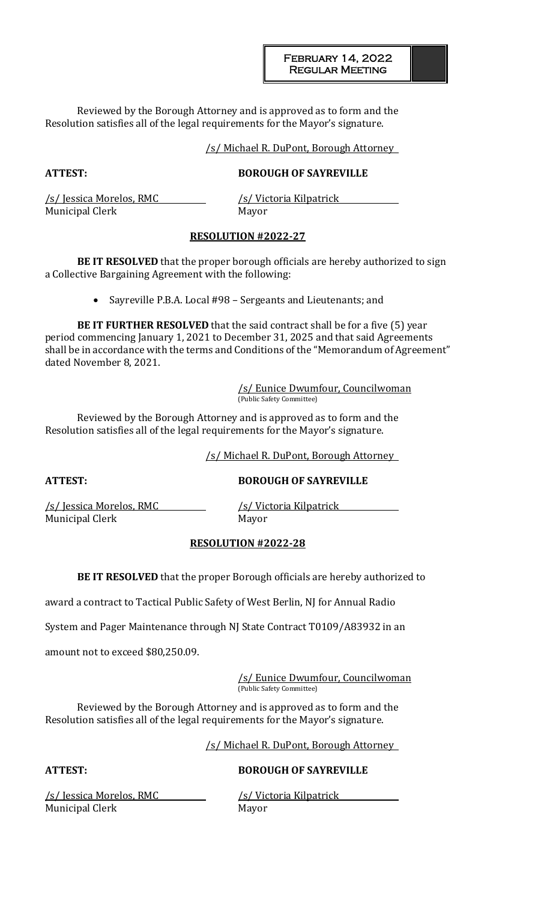Reviewed by the Borough Attorney and is approved as to form and the Resolution satisfies all of the legal requirements for the Mayor's signature.

/s/ Michael R. DuPont, Borough Attorney

**ATTEST:** **BOROUGH OF SAYREVILLE**

/s/ Jessica Morelos, RMC
Municipal Clerk

/s/ Victoria Kilpatrick
Mayor

**RESOLUTION #2022-27**

**BE IT RESOLVED** that the proper borough officials are hereby authorized to sign a Collective Bargaining Agreement with the following:

- Sayreville P.B.A. Local #98 – Sergeants and Lieutenants; and

**BE IT FURTHER RESOLVED** that the said contract shall be for a five (5) year period commencing January 1, 2021 to December 31, 2025 and that said Agreements shall be in accordance with the terms and Conditions of the "Memorandum of Agreement" dated November 8, 2021.

/s/ Eunice Dwumfour, Councilwoman
(Public Safety Committee)

Reviewed by the Borough Attorney and is approved as to form and the Resolution satisfies all of the legal requirements for the Mayor's signature.

/s/ Michael R. DuPont, Borough Attorney

**ATTEST:** **BOROUGH OF SAYREVILLE**

/s/ Jessica Morelos, RMC
Municipal Clerk

/s/ Victoria Kilpatrick
Mayor

**RESOLUTION #2022-28**

**BE IT RESOLVED** that the proper Borough officials are hereby authorized to award a contract to Tactical Public Safety of West Berlin, NJ for Annual Radio System and Pager Maintenance through NJ State Contract T0109/A83932 in an amount not to exceed $80,250.09.

/s/ Eunice Dwumfour, Councilwoman
(Public Safety Committee)

Reviewed by the Borough Attorney and is approved as to form and the Resolution satisfies all of the legal requirements for the Mayor's signature.

/s/ Michael R. DuPont, Borough Attorney

**ATTEST:** **BOROUGH OF SAYREVILLE**

/s/ Jessica Morelos, RMC
Municipal Clerk

/s/ Victoria Kilpatrick
Mayor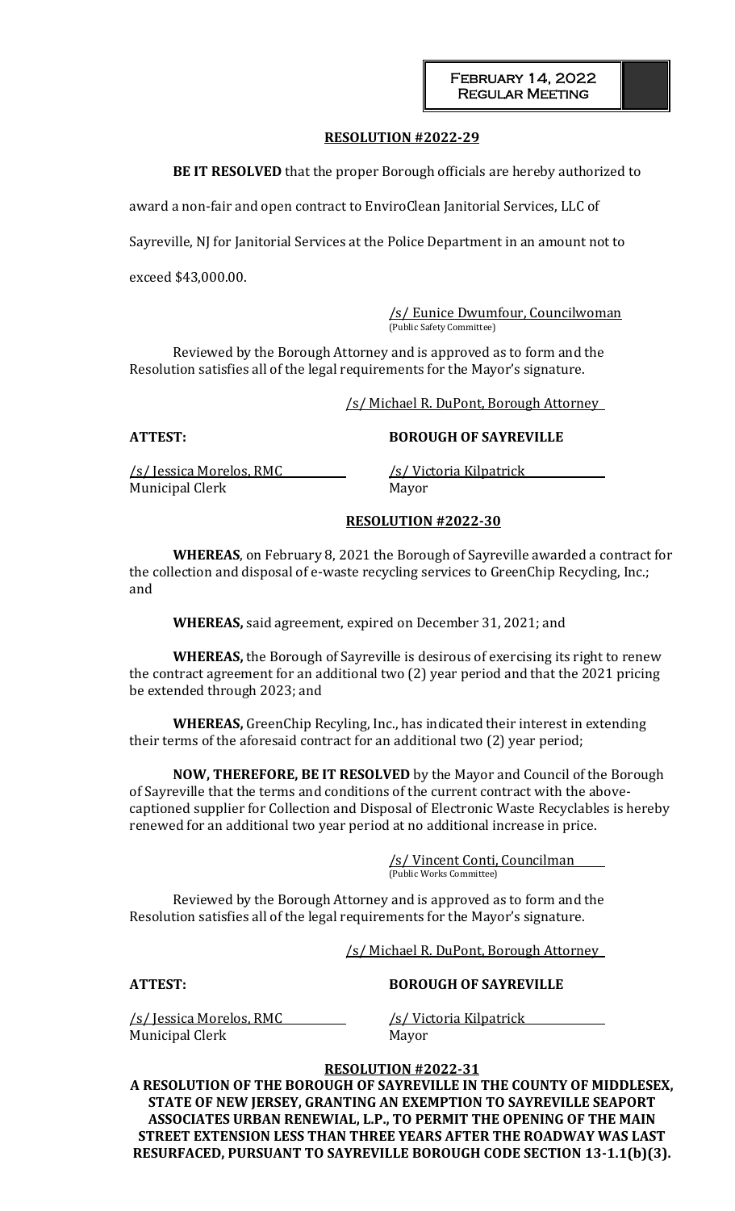**RESOLUTION #2022-29**

**BE IT RESOLVED** that the proper Borough officials are hereby authorized to award a non-fair and open contract to EnviroClean Janitorial Services, LLC of Sayreville, NJ for Janitorial Services at the Police Department in an amount not to exceed $43,000.00.

/s/ Eunice Dwumfour, Councilwoman
(Public Safety Committee)

Reviewed by the Borough Attorney and is approved as to form and the Resolution satisfies all of the legal requirements for the Mayor's signature.

/s/ Michael R. DuPont, Borough Attorney

**ATTEST:** **BOROUGH OF SAYREVILLE**

/s/ Jessica Morelos, RMC
Municipal Clerk

/s/ Victoria Kilpatrick
Mayor

**RESOLUTION #2022-30**

**WHEREAS**, on February 8, 2021 the Borough of Sayreville awarded a contract for the collection and disposal of e-waste recycling services to GreenChip Recycling, Inc.; and

**WHEREAS,** said agreement, expired on December 31, 2021; and

**WHEREAS,** the Borough of Sayreville is desirous of exercising its right to renew the contract agreement for an additional two (2) year period and that the 2021 pricing be extended through 2023; and

**WHEREAS,** GreenChip Recyling, Inc., has indicated their interest in extending their terms of the aforesaid contract for an additional two (2) year period;

**NOW, THEREFORE, BE IT RESOLVED** by the Mayor and Council of the Borough of Sayreville that the terms and conditions of the current contract with the above-captioned supplier for Collection and Disposal of Electronic Waste Recyclables is hereby renewed for an additional two year period at no additional increase in price.

/s/ Vincent Conti, Councilman
(Public Works Committee)

Reviewed by the Borough Attorney and is approved as to form and the Resolution satisfies all of the legal requirements for the Mayor's signature.

/s/ Michael R. DuPont, Borough Attorney

**ATTEST:** **BOROUGH OF SAYREVILLE**

/s/ Jessica Morelos, RMC
Municipal Clerk

/s/ Victoria Kilpatrick
Mayor

**RESOLUTION #2022-31**

**A RESOLUTION OF THE BOROUGH OF SAYREVILLE IN THE COUNTY OF MIDDLESEX, STATE OF NEW JERSEY, GRANTING AN EXEMPTION TO SAYREVILLE SEAPORT ASSOCIATES URBAN RENEWIAL, L.P., TO PERMIT THE OPENING OF THE MAIN STREET EXTENSION LESS THAN THREE YEARS AFTER THE ROADWAY WAS LAST RESURFACED, PURSUANT TO SAYREVILLE BOROUGH CODE SECTION 13-1.1(b)(3).**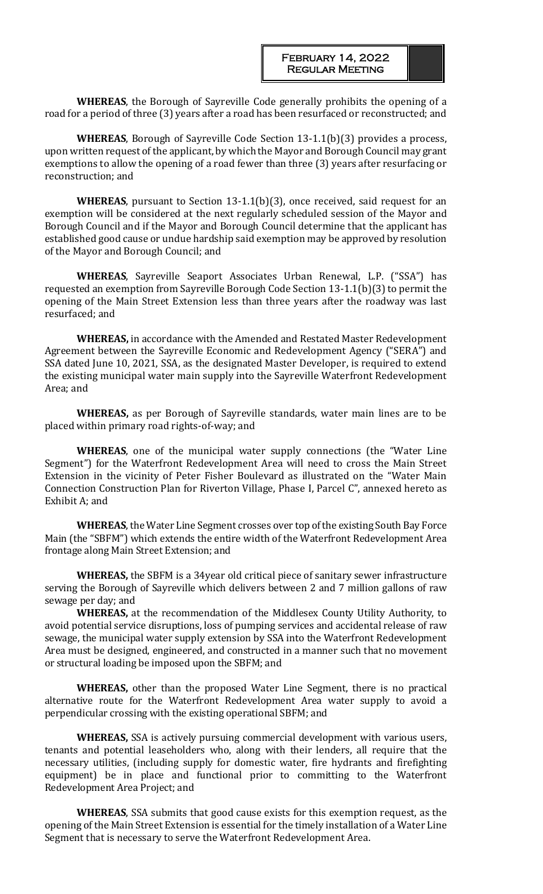**WHEREAS**, the Borough of Sayreville Code generally prohibits the opening of a road for a period of three (3) years after a road has been resurfaced or reconstructed; and

**WHEREAS**, Borough of Sayreville Code Section 13-1.1(b)(3) provides a process, upon written request of the applicant, by which the Mayor and Borough Council may grant exemptions to allow the opening of a road fewer than three (3) years after resurfacing or reconstruction; and

**WHEREAS**, pursuant to Section 13-1.1(b)(3), once received, said request for an exemption will be considered at the next regularly scheduled session of the Mayor and Borough Council and if the Mayor and Borough Council determine that the applicant has established good cause or undue hardship said exemption may be approved by resolution of the Mayor and Borough Council; and

**WHEREAS**, Sayreville Seaport Associates Urban Renewal, L.P. ("SSA") has requested an exemption from Sayreville Borough Code Section 13-1.1(b)(3) to permit the opening of the Main Street Extension less than three years after the roadway was last resurfaced; and

**WHEREAS,** in accordance with the Amended and Restated Master Redevelopment Agreement between the Sayreville Economic and Redevelopment Agency ("SERA") and SSA dated June 10, 2021, SSA, as the designated Master Developer, is required to extend the existing municipal water main supply into the Sayreville Waterfront Redevelopment Area; and

**WHEREAS,** as per Borough of Sayreville standards, water main lines are to be placed within primary road rights-of-way; and

**WHEREAS**, one of the municipal water supply connections (the "Water Line Segment") for the Waterfront Redevelopment Area will need to cross the Main Street Extension in the vicinity of Peter Fisher Boulevard as illustrated on the "Water Main Connection Construction Plan for Riverton Village, Phase I, Parcel C", annexed hereto as Exhibit A; and

**WHEREAS**, the Water Line Segment crosses over top of the existing South Bay Force Main (the "SBFM") which extends the entire width of the Waterfront Redevelopment Area frontage along Main Street Extension; and

**WHEREAS,** the SBFM is a 34year old critical piece of sanitary sewer infrastructure serving the Borough of Sayreville which delivers between 2 and 7 million gallons of raw sewage per day; and

**WHEREAS,** at the recommendation of the Middlesex County Utility Authority, to avoid potential service disruptions, loss of pumping services and accidental release of raw sewage, the municipal water supply extension by SSA into the Waterfront Redevelopment Area must be designed, engineered, and constructed in a manner such that no movement or structural loading be imposed upon the SBFM; and

**WHEREAS,** other than the proposed Water Line Segment, there is no practical alternative route for the Waterfront Redevelopment Area water supply to avoid a perpendicular crossing with the existing operational SBFM; and

**WHEREAS,** SSA is actively pursuing commercial development with various users, tenants and potential leaseholders who, along with their lenders, all require that the necessary utilities, (including supply for domestic water, fire hydrants and firefighting equipment) be in place and functional prior to committing to the Waterfront Redevelopment Area Project; and

**WHEREAS**, SSA submits that good cause exists for this exemption request, as the opening of the Main Street Extension is essential for the timely installation of a Water Line Segment that is necessary to serve the Waterfront Redevelopment Area.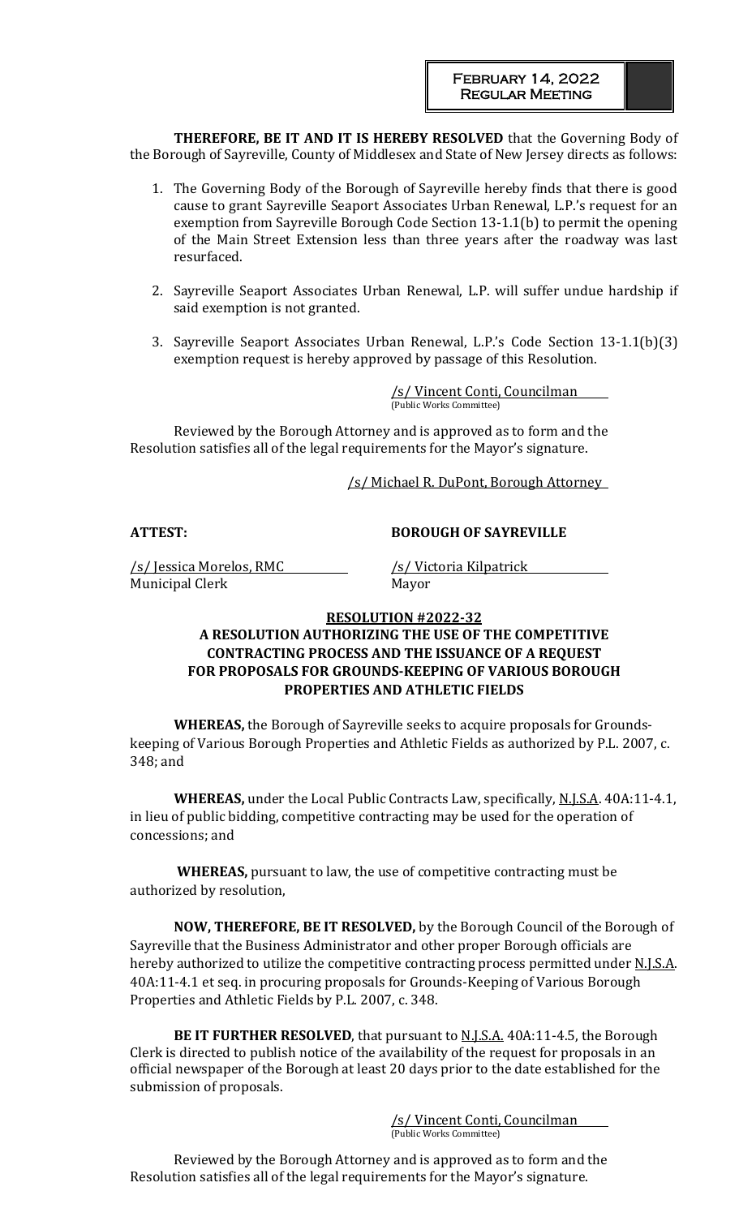**THEREFORE, BE IT AND IT IS HEREBY RESOLVED** that the Governing Body of the Borough of Sayreville, County of Middlesex and State of New Jersey directs as follows:

1. The Governing Body of the Borough of Sayreville hereby finds that there is good cause to grant Sayreville Seaport Associates Urban Renewal, L.P.'s request for an exemption from Sayreville Borough Code Section 13-1.1(b) to permit the opening of the Main Street Extension less than three years after the roadway was last resurfaced.

2. Sayreville Seaport Associates Urban Renewal, L.P. will suffer undue hardship if said exemption is not granted.

3. Sayreville Seaport Associates Urban Renewal, L.P.'s Code Section 13-1.1(b)(3) exemption request is hereby approved by passage of this Resolution.

/s/ Vincent Conti, Councilman
(Public Works Committee)

Reviewed by the Borough Attorney and is approved as to form and the Resolution satisfies all of the legal requirements for the Mayor's signature.

/s/ Michael R. DuPont, Borough Attorney

**ATTEST:** **BOROUGH OF SAYREVILLE**

/s/ Jessica Morelos, RMC
Municipal Clerk

/s/ Victoria Kilpatrick
Mayor

**RESOLUTION #2022-32**

**A RESOLUTION AUTHORIZING THE USE OF THE COMPETITIVE CONTRACTING PROCESS AND THE ISSUANCE OF A REQUEST FOR PROPOSALS FOR GROUNDS-KEEPING OF VARIOUS BOROUGH PROPERTIES AND ATHLETIC FIELDS**

**WHEREAS,** the Borough of Sayreville seeks to acquire proposals for Grounds-keeping of Various Borough Properties and Athletic Fields as authorized by P.L. 2007, c. 348; and

**WHEREAS,** under the Local Public Contracts Law, specifically, N.J.S.A. 40A:11-4.1, in lieu of public bidding, competitive contracting may be used for the operation of concessions; and

**WHEREAS,** pursuant to law, the use of competitive contracting must be authorized by resolution,

**NOW, THEREFORE, BE IT RESOLVED,** by the Borough Council of the Borough of Sayreville that the Business Administrator and other proper Borough officials are hereby authorized to utilize the competitive contracting process permitted under N.J.S.A. 40A:11-4.1 et seq. in procuring proposals for Grounds-Keeping of Various Borough Properties and Athletic Fields by P.L. 2007, c. 348.

**BE IT FURTHER RESOLVED**, that pursuant to N.J.S.A. 40A:11-4.5, the Borough Clerk is directed to publish notice of the availability of the request for proposals in an official newspaper of the Borough at least 20 days prior to the date established for the submission of proposals.

/s/ Vincent Conti, Councilman
(Public Works Committee)

Reviewed by the Borough Attorney and is approved as to form and the Resolution satisfies all of the legal requirements for the Mayor's signature.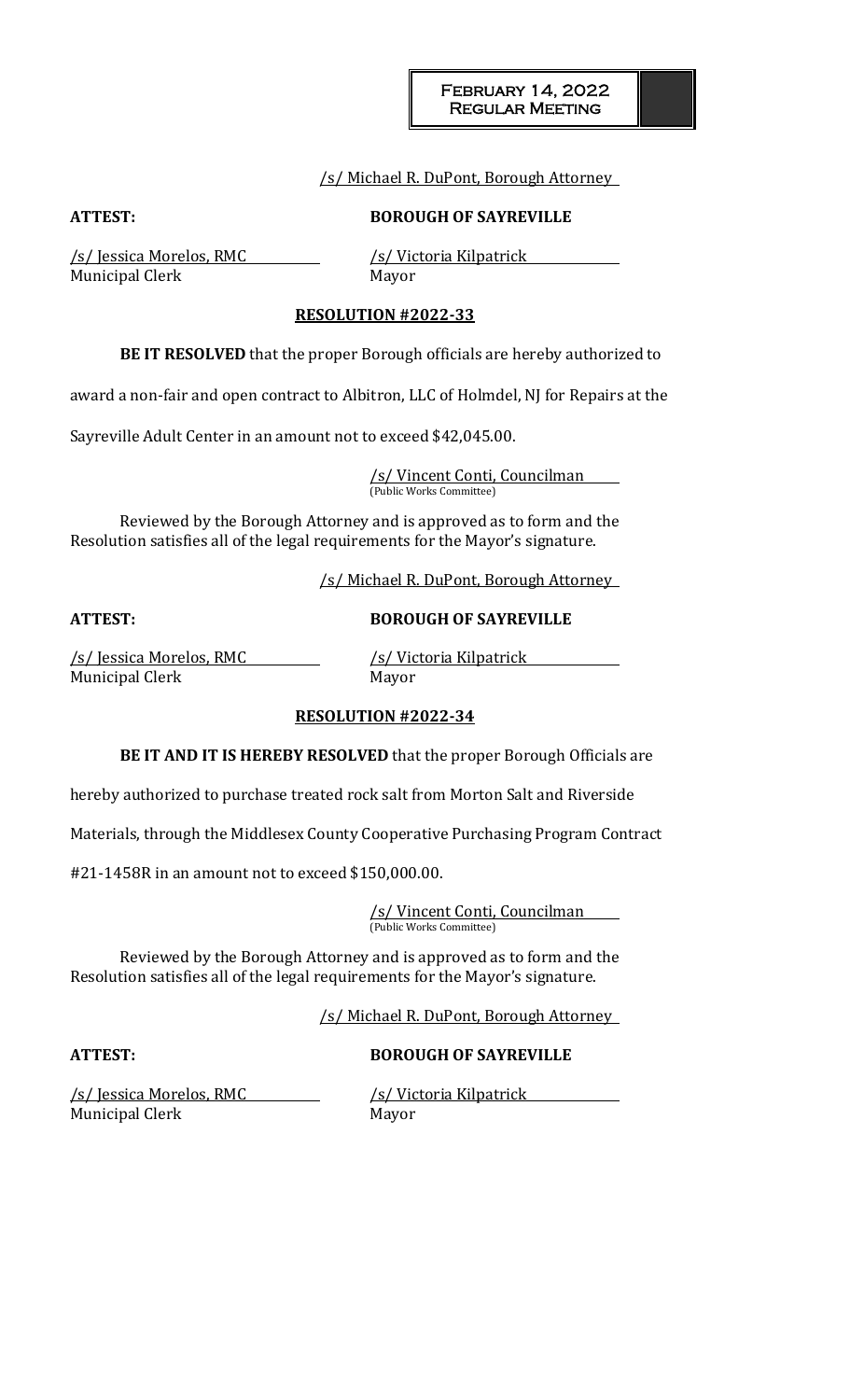/s/ Michael R. DuPont, Borough Attorney

**ATTEST:** **BOROUGH OF SAYREVILLE**

/s/ Jessica Morelos, RMC /s/ Victoria Kilpatrick
Municipal Clerk Mayor

**RESOLUTION #2022-33**

**BE IT RESOLVED** that the proper Borough officials are hereby authorized to award a non-fair and open contract to Albitron, LLC of Holmdel, NJ for Repairs at the Sayreville Adult Center in an amount not to exceed $42,045.00.

/s/ Vincent Conti, Councilman
(Public Works Committee)

Reviewed by the Borough Attorney and is approved as to form and the Resolution satisfies all of the legal requirements for the Mayor's signature.

/s/ Michael R. DuPont, Borough Attorney

**ATTEST:** **BOROUGH OF SAYREVILLE**

/s/ Jessica Morelos, RMC /s/ Victoria Kilpatrick
Municipal Clerk Mayor

**RESOLUTION #2022-34**

**BE IT AND IT IS HEREBY RESOLVED** that the proper Borough Officials are hereby authorized to purchase treated rock salt from Morton Salt and Riverside Materials, through the Middlesex County Cooperative Purchasing Program Contract #21-1458R in an amount not to exceed $150,000.00.

/s/ Vincent Conti, Councilman
(Public Works Committee)

Reviewed by the Borough Attorney and is approved as to form and the Resolution satisfies all of the legal requirements for the Mayor's signature.

/s/ Michael R. DuPont, Borough Attorney

**ATTEST:** **BOROUGH OF SAYREVILLE**

/s/ Jessica Morelos, RMC /s/ Victoria Kilpatrick
Municipal Clerk Mayor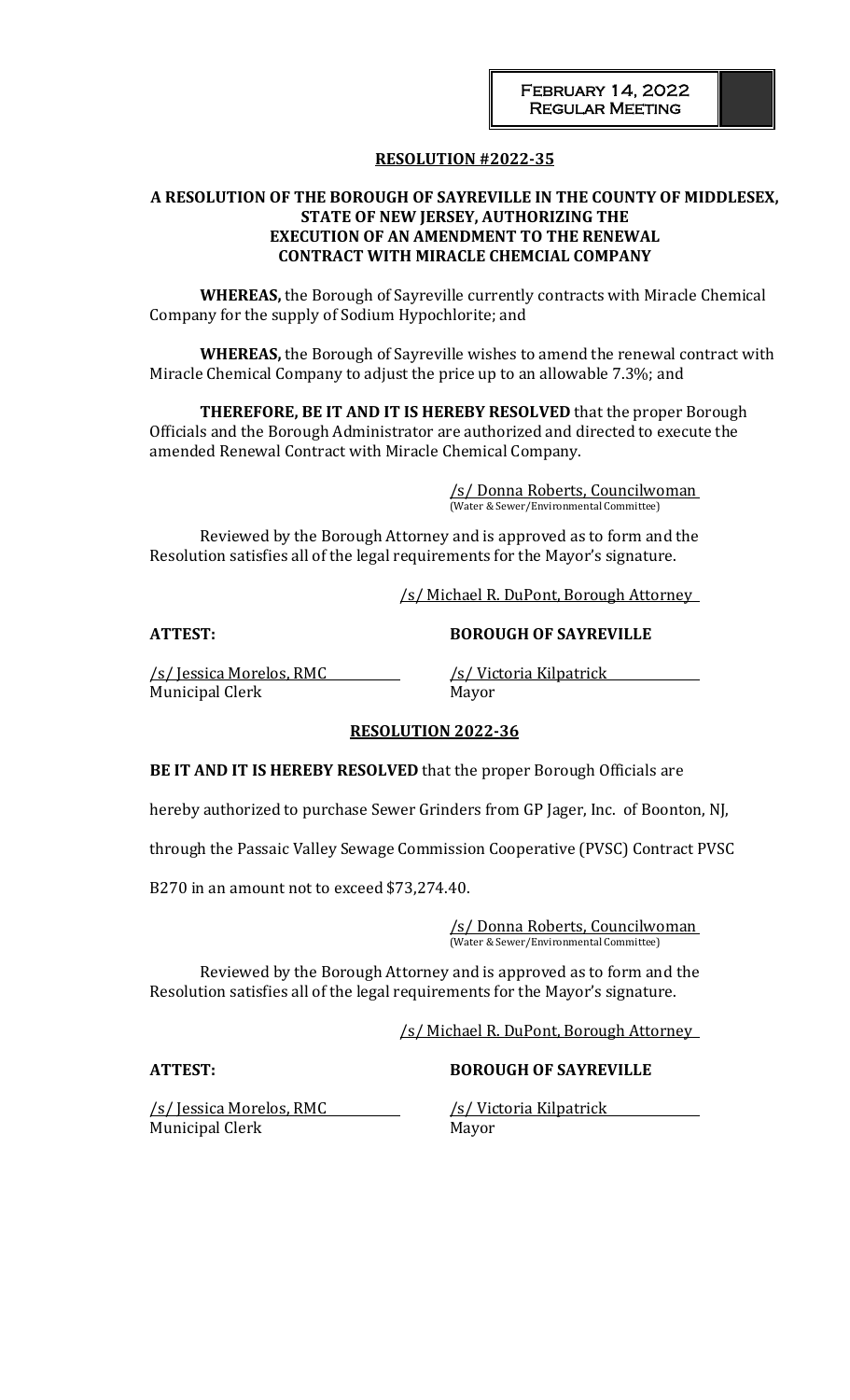**RESOLUTION #2022-35**

**A RESOLUTION OF THE BOROUGH OF SAYREVILLE IN THE COUNTY OF MIDDLESEX, STATE OF NEW JERSEY, AUTHORIZING THE EXECUTION OF AN AMENDMENT TO THE RENEWAL CONTRACT WITH MIRACLE CHEMCIAL COMPANY**

**WHEREAS,** the Borough of Sayreville currently contracts with Miracle Chemical Company for the supply of Sodium Hypochlorite; and

**WHEREAS,** the Borough of Sayreville wishes to amend the renewal contract with Miracle Chemical Company to adjust the price up to an allowable 7.3%; and

**THEREFORE, BE IT AND IT IS HEREBY RESOLVED** that the proper Borough Officials and the Borough Administrator are authorized and directed to execute the amended Renewal Contract with Miracle Chemical Company.

/s/ Donna Roberts, Councilwoman
(Water & Sewer/Environmental Committee)

Reviewed by the Borough Attorney and is approved as to form and the Resolution satisfies all of the legal requirements for the Mayor's signature.

/s/ Michael R. DuPont, Borough Attorney

**ATTEST:** **BOROUGH OF SAYREVILLE**

/s/ Jessica Morelos, RMC
Municipal Clerk

/s/ Victoria Kilpatrick
Mayor

**RESOLUTION 2022-36**

**BE IT AND IT IS HEREBY RESOLVED** that the proper Borough Officials are hereby authorized to purchase Sewer Grinders from GP Jager, Inc. of Boonton, NJ, through the Passaic Valley Sewage Commission Cooperative (PVSC) Contract PVSC B270 in an amount not to exceed $73,274.40.

/s/ Donna Roberts, Councilwoman
(Water & Sewer/Environmental Committee)

Reviewed by the Borough Attorney and is approved as to form and the Resolution satisfies all of the legal requirements for the Mayor's signature.

/s/ Michael R. DuPont, Borough Attorney

**ATTEST:** **BOROUGH OF SAYREVILLE**

/s/ Jessica Morelos, RMC
Municipal Clerk

/s/ Victoria Kilpatrick
Mayor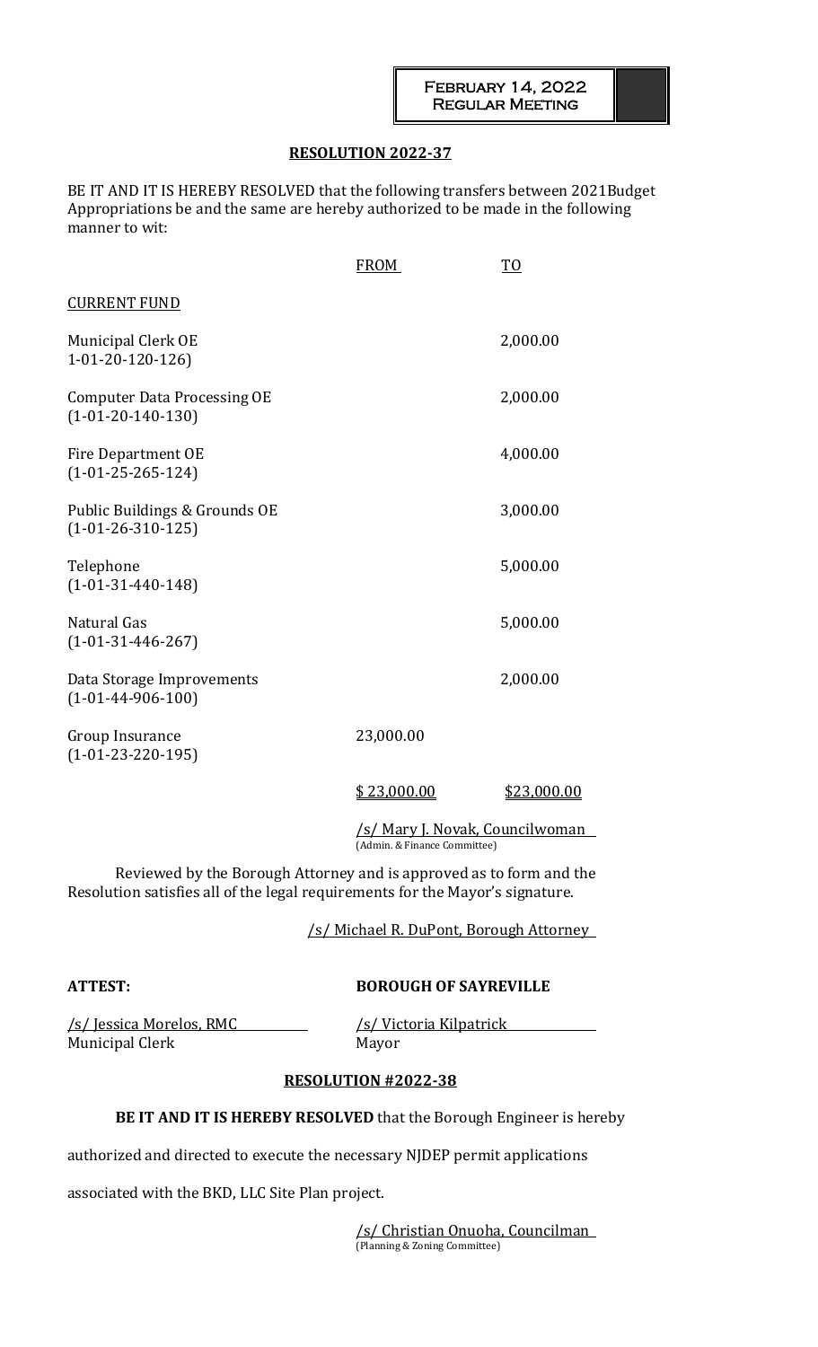February 14, 2022
Regular Meeting

**RESOLUTION 2022-37**

BE IT AND IT IS HEREBY RESOLVED that the following transfers between 2021Budget Appropriations be and the same are hereby authorized to be made in the following manner to wit:

| | FROM | TO |
|---|---|---|
| CURRENT FUND | | |
| Municipal Clerk OE<br>1-01-20-120-126) | | 2,000.00 |
| Computer Data Processing OE<br>(1-01-20-140-130) | | 2,000.00 |
| Fire Department OE<br>(1-01-25-265-124) | | 4,000.00 |
| Public Buildings & Grounds OE<br>(1-01-26-310-125) | | 3,000.00 |
| Telephone<br>(1-01-31-440-148) | | 5,000.00 |
| Natural Gas<br>(1-01-31-446-267) | | 5,000.00 |
| Data Storage Improvements<br>(1-01-44-906-100) | | 2,000.00 |
| Group Insurance<br>(1-01-23-220-195) | 23,000.00 | |
| | $ 23,000.00 | $23,000.00 |

/s/ Mary J. Novak, Councilwoman
(Admin. & Finance Committee)

Reviewed by the Borough Attorney and is approved as to form and the Resolution satisfies all of the legal requirements for the Mayor's signature.

/s/ Michael R. DuPont, Borough Attorney

**ATTEST:** **BOROUGH OF SAYREVILLE**

/s/ Jessica Morelos, RMC
Municipal Clerk

/s/ Victoria Kilpatrick
Mayor

**RESOLUTION #2022-38**

**BE IT AND IT IS HEREBY RESOLVED** that the Borough Engineer is hereby authorized and directed to execute the necessary NJDEP permit applications associated with the BKD, LLC Site Plan project.

/s/ Christian Onuoha, Councilman
(Planning & Zoning Committee)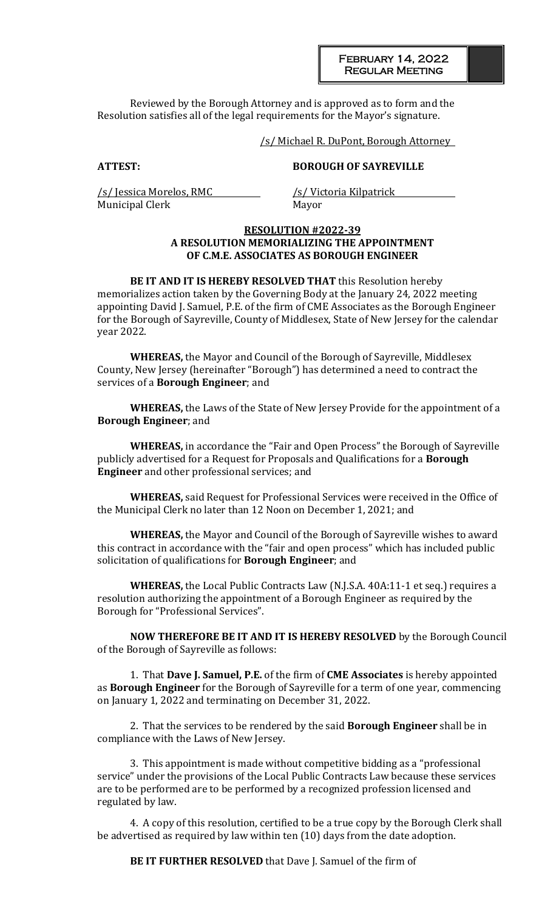Reviewed by the Borough Attorney and is approved as to form and the Resolution satisfies all of the legal requirements for the Mayor's signature.

/s/ Michael R. DuPont, Borough Attorney

**ATTEST:** **BOROUGH OF SAYREVILLE**

/s/ Jessica Morelos, RMC
Municipal Clerk

/s/ Victoria Kilpatrick
Mayor

**RESOLUTION #2022-39**
**A RESOLUTION MEMORIALIZING THE APPOINTMENT OF C.M.E. ASSOCIATES AS BOROUGH ENGINEER**

**BE IT AND IT IS HEREBY RESOLVED THAT** this Resolution hereby memorializes action taken by the Governing Body at the January 24, 2022 meeting appointing David J. Samuel, P.E. of the firm of CME Associates as the Borough Engineer for the Borough of Sayreville, County of Middlesex, State of New Jersey for the calendar year 2022.

**WHEREAS,** the Mayor and Council of the Borough of Sayreville, Middlesex County, New Jersey (hereinafter "Borough") has determined a need to contract the services of a **Borough Engineer**; and

**WHEREAS,** the Laws of the State of New Jersey Provide for the appointment of a **Borough Engineer**; and

**WHEREAS,** in accordance the "Fair and Open Process" the Borough of Sayreville publicly advertised for a Request for Proposals and Qualifications for a **Borough Engineer** and other professional services; and

**WHEREAS,** said Request for Professional Services were received in the Office of the Municipal Clerk no later than 12 Noon on December 1, 2021; and

**WHEREAS,** the Mayor and Council of the Borough of Sayreville wishes to award this contract in accordance with the "fair and open process" which has included public solicitation of qualifications for **Borough Engineer**; and

**WHEREAS,** the Local Public Contracts Law (N.J.S.A. 40A:11-1 et seq.) requires a resolution authorizing the appointment of a Borough Engineer as required by the Borough for "Professional Services".

**NOW THEREFORE BE IT AND IT IS HEREBY RESOLVED** by the Borough Council of the Borough of Sayreville as follows:

1. That **Dave J. Samuel, P.E.** of the firm of **CME Associates** is hereby appointed as **Borough Engineer** for the Borough of Sayreville for a term of one year, commencing on January 1, 2022 and terminating on December 31, 2022.

2. That the services to be rendered by the said **Borough Engineer** shall be in compliance with the Laws of New Jersey.

3. This appointment is made without competitive bidding as a "professional service" under the provisions of the Local Public Contracts Law because these services are to be performed are to be performed by a recognized profession licensed and regulated by law.

4. A copy of this resolution, certified to be a true copy by the Borough Clerk shall be advertised as required by law within ten (10) days from the date adoption.

**BE IT FURTHER RESOLVED** that Dave J. Samuel of the firm of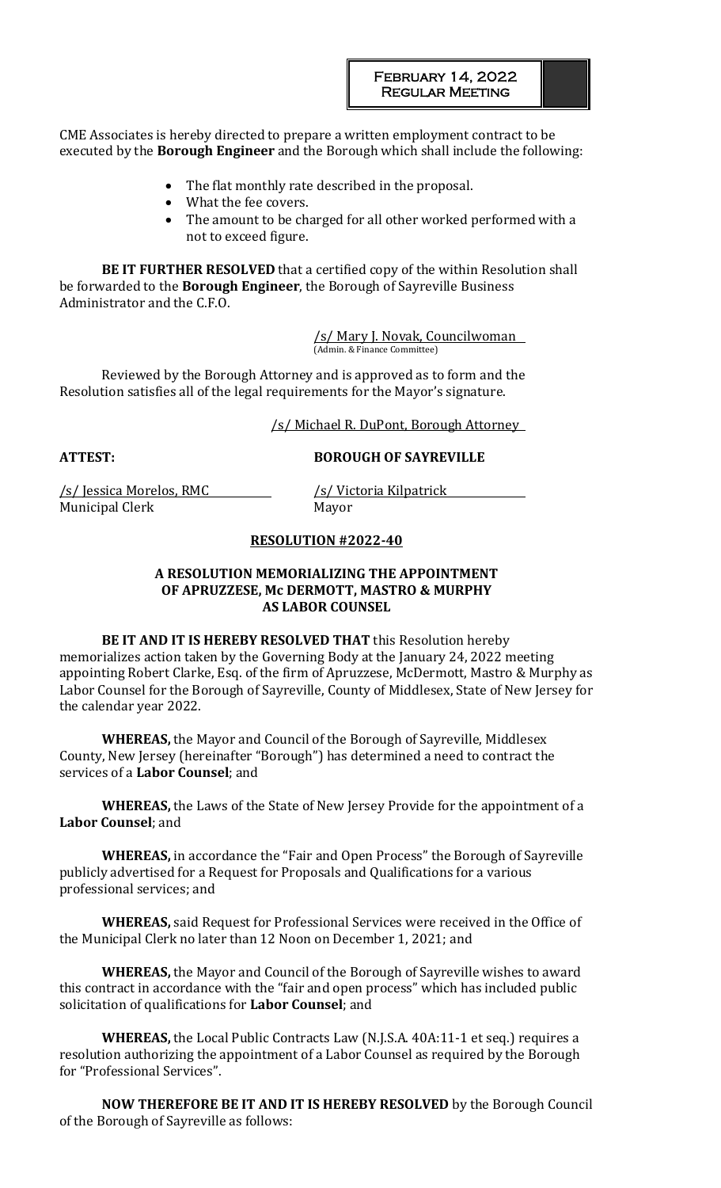CME Associates is hereby directed to prepare a written employment contract to be executed by the **Borough Engineer** and the Borough which shall include the following:

- The flat monthly rate described in the proposal.
- What the fee covers.
- The amount to be charged for all other worked performed with a not to exceed figure.

**BE IT FURTHER RESOLVED** that a certified copy of the within Resolution shall be forwarded to the **Borough Engineer**, the Borough of Sayreville Business Administrator and the C.F.O.

/s/ Mary J. Novak, Councilwoman
(Admin. & Finance Committee)

Reviewed by the Borough Attorney and is approved as to form and the Resolution satisfies all of the legal requirements for the Mayor's signature.

/s/ Michael R. DuPont, Borough Attorney

**ATTEST:** **BOROUGH OF SAYREVILLE**

/s/ Jessica Morelos, RMC
Municipal Clerk

/s/ Victoria Kilpatrick
Mayor

**RESOLUTION #2022-40**

**A RESOLUTION MEMORIALIZING THE APPOINTMENT OF APRUZZESE, Mc DERMOTT, MASTRO & MURPHY AS LABOR COUNSEL**

**BE IT AND IT IS HEREBY RESOLVED THAT** this Resolution hereby memorializes action taken by the Governing Body at the January 24, 2022 meeting appointing Robert Clarke, Esq. of the firm of Apruzzese, McDermott, Mastro & Murphy as Labor Counsel for the Borough of Sayreville, County of Middlesex, State of New Jersey for the calendar year 2022.

**WHEREAS,** the Mayor and Council of the Borough of Sayreville, Middlesex County, New Jersey (hereinafter "Borough") has determined a need to contract the services of a **Labor Counsel**; and

**WHEREAS,** the Laws of the State of New Jersey Provide for the appointment of a **Labor Counsel**; and

**WHEREAS,** in accordance the "Fair and Open Process" the Borough of Sayreville publicly advertised for a Request for Proposals and Qualifications for a various professional services; and

**WHEREAS,** said Request for Professional Services were received in the Office of the Municipal Clerk no later than 12 Noon on December 1, 2021; and

**WHEREAS,** the Mayor and Council of the Borough of Sayreville wishes to award this contract in accordance with the "fair and open process" which has included public solicitation of qualifications for **Labor Counsel**; and

**WHEREAS,** the Local Public Contracts Law (N.J.S.A. 40A:11-1 et seq.) requires a resolution authorizing the appointment of a Labor Counsel as required by the Borough for "Professional Services".

**NOW THEREFORE BE IT AND IT IS HEREBY RESOLVED** by the Borough Council of the Borough of Sayreville as follows: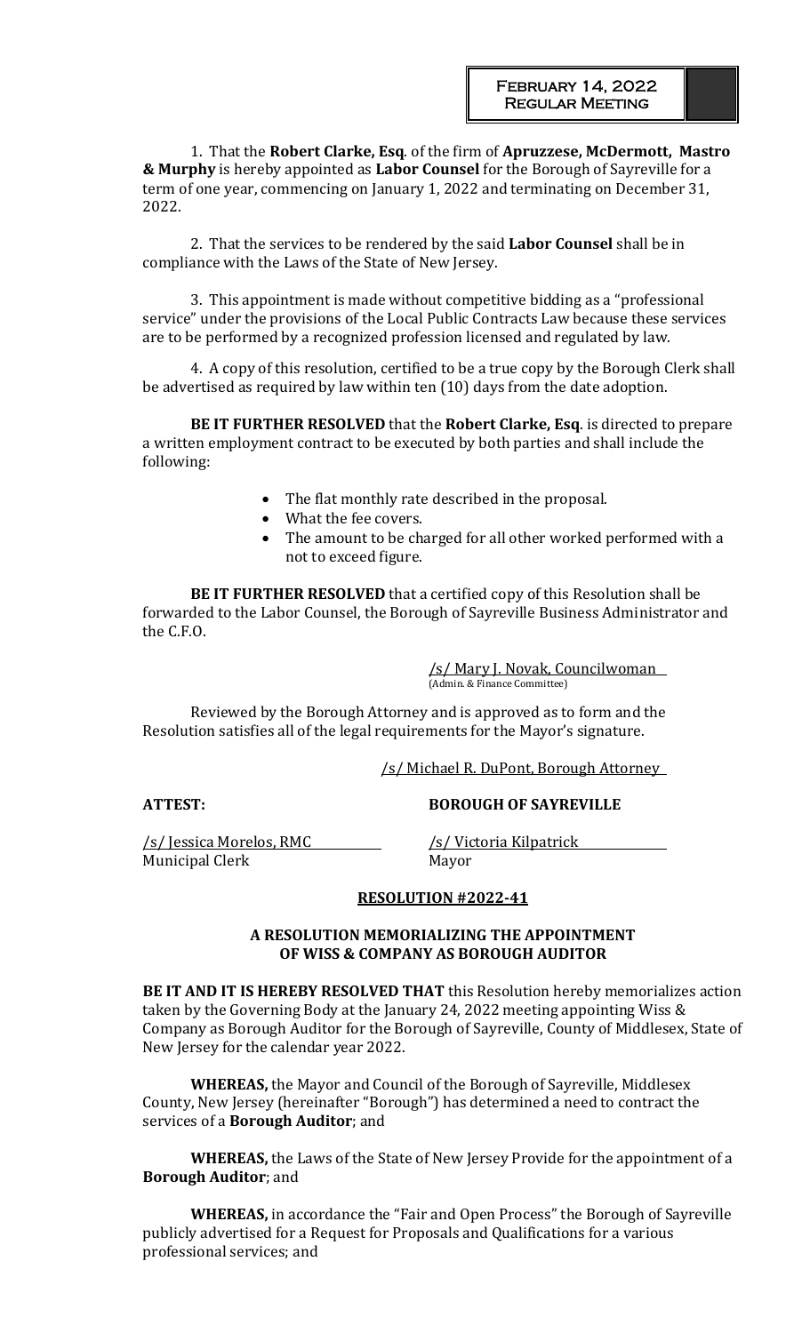1. That the **Robert Clarke, Esq**. of the firm of **Apruzzese, McDermott, Mastro & Murphy** is hereby appointed as **Labor Counsel** for the Borough of Sayreville for a term of one year, commencing on January 1, 2022 and terminating on December 31, 2022.

2. That the services to be rendered by the said **Labor Counsel** shall be in compliance with the Laws of the State of New Jersey.

3. This appointment is made without competitive bidding as a "professional service" under the provisions of the Local Public Contracts Law because these services are to be performed by a recognized profession licensed and regulated by law.

4. A copy of this resolution, certified to be a true copy by the Borough Clerk shall be advertised as required by law within ten (10) days from the date adoption.

**BE IT FURTHER RESOLVED** that the **Robert Clarke, Esq**. is directed to prepare a written employment contract to be executed by both parties and shall include the following:

- The flat monthly rate described in the proposal.
- What the fee covers.
- The amount to be charged for all other worked performed with a not to exceed figure.

**BE IT FURTHER RESOLVED** that a certified copy of this Resolution shall be forwarded to the Labor Counsel, the Borough of Sayreville Business Administrator and the C.F.O.

/s/ Mary J. Novak, Councilwoman
(Admin. & Finance Committee)

Reviewed by the Borough Attorney and is approved as to form and the Resolution satisfies all of the legal requirements for the Mayor's signature.

/s/ Michael R. DuPont, Borough Attorney

**ATTEST:** **BOROUGH OF SAYREVILLE**

/s/ Jessica Morelos, RMC
Municipal Clerk

/s/ Victoria Kilpatrick
Mayor

## RESOLUTION #2022-41

### A RESOLUTION MEMORIALIZING THE APPOINTMENT OF WISS & COMPANY AS BOROUGH AUDITOR

**BE IT AND IT IS HEREBY RESOLVED THAT** this Resolution hereby memorializes action taken by the Governing Body at the January 24, 2022 meeting appointing Wiss & Company as Borough Auditor for the Borough of Sayreville, County of Middlesex, State of New Jersey for the calendar year 2022.

**WHEREAS,** the Mayor and Council of the Borough of Sayreville, Middlesex County, New Jersey (hereinafter "Borough") has determined a need to contract the services of a **Borough Auditor**; and

**WHEREAS,** the Laws of the State of New Jersey Provide for the appointment of a **Borough Auditor**; and

**WHEREAS,** in accordance the "Fair and Open Process" the Borough of Sayreville publicly advertised for a Request for Proposals and Qualifications for a various professional services; and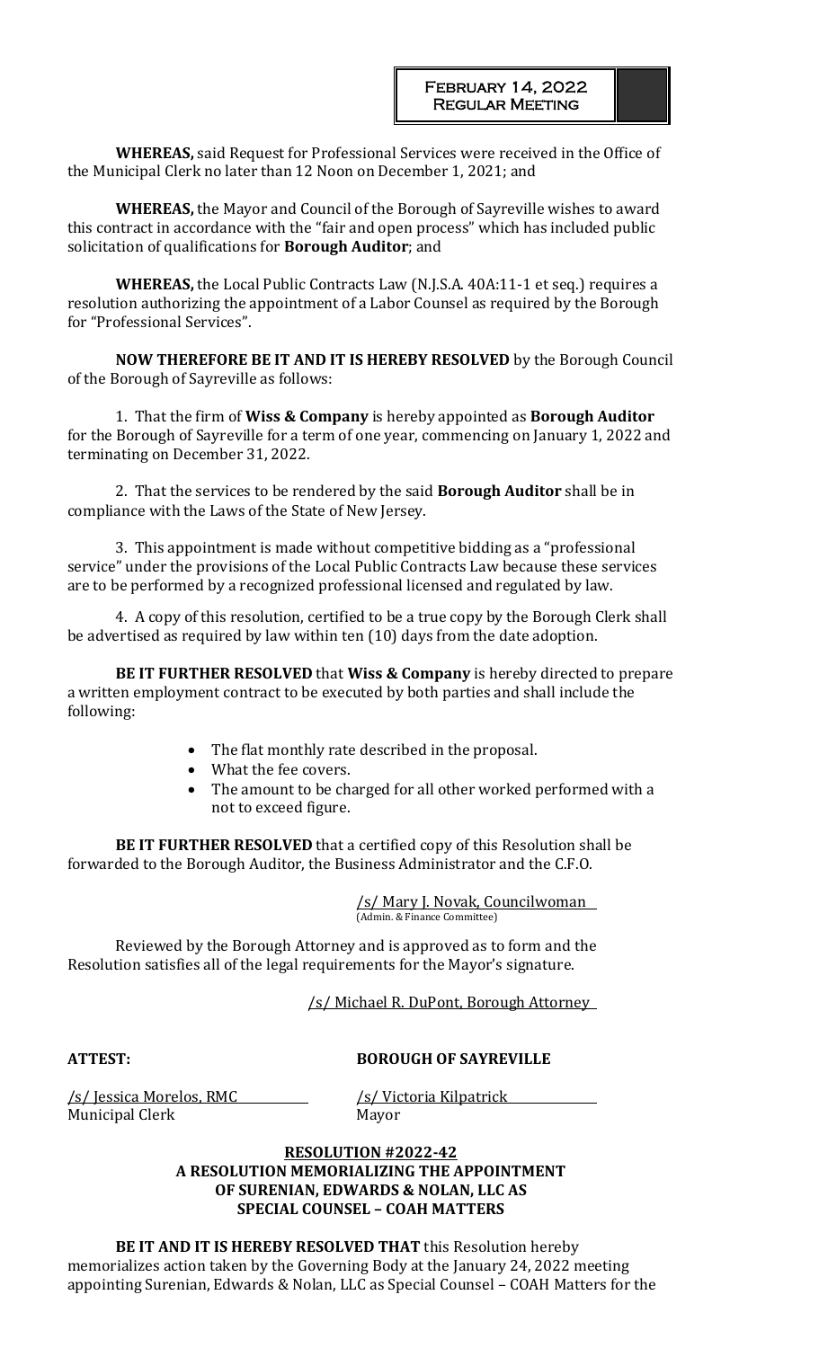**WHEREAS,** said Request for Professional Services were received in the Office of the Municipal Clerk no later than 12 Noon on December 1, 2021; and

**WHEREAS,** the Mayor and Council of the Borough of Sayreville wishes to award this contract in accordance with the "fair and open process" which has included public solicitation of qualifications for **Borough Auditor**; and

**WHEREAS,** the Local Public Contracts Law (N.J.S.A. 40A:11-1 et seq.) requires a resolution authorizing the appointment of a Labor Counsel as required by the Borough for "Professional Services".

**NOW THEREFORE BE IT AND IT IS HEREBY RESOLVED** by the Borough Council of the Borough of Sayreville as follows:

1. That the firm of **Wiss & Company** is hereby appointed as **Borough Auditor** for the Borough of Sayreville for a term of one year, commencing on January 1, 2022 and terminating on December 31, 2022.

2. That the services to be rendered by the said **Borough Auditor** shall be in compliance with the Laws of the State of New Jersey.

3. This appointment is made without competitive bidding as a "professional service" under the provisions of the Local Public Contracts Law because these services are to be performed by a recognized professional licensed and regulated by law.

4. A copy of this resolution, certified to be a true copy by the Borough Clerk shall be advertised as required by law within ten (10) days from the date adoption.

**BE IT FURTHER RESOLVED** that **Wiss & Company** is hereby directed to prepare a written employment contract to be executed by both parties and shall include the following:

- The flat monthly rate described in the proposal.
- What the fee covers.
- The amount to be charged for all other worked performed with a not to exceed figure.

**BE IT FURTHER RESOLVED** that a certified copy of this Resolution shall be forwarded to the Borough Auditor, the Business Administrator and the C.F.O.

/s/ Mary J. Novak, Councilwoman
(Admin. & Finance Committee)

Reviewed by the Borough Attorney and is approved as to form and the Resolution satisfies all of the legal requirements for the Mayor's signature.

/s/ Michael R. DuPont, Borough Attorney

**ATTEST:** **BOROUGH OF SAYREVILLE**

/s/ Jessica Morelos, RMC
Municipal Clerk

/s/ Victoria Kilpatrick
Mayor

**RESOLUTION #2022-42**
**A RESOLUTION MEMORIALIZING THE APPOINTMENT OF SURENIAN, EDWARDS & NOLAN, LLC AS SPECIAL COUNSEL – COAH MATTERS**

**BE IT AND IT IS HEREBY RESOLVED THAT** this Resolution hereby memorializes action taken by the Governing Body at the January 24, 2022 meeting appointing Surenian, Edwards & Nolan, LLC as Special Counsel – COAH Matters for the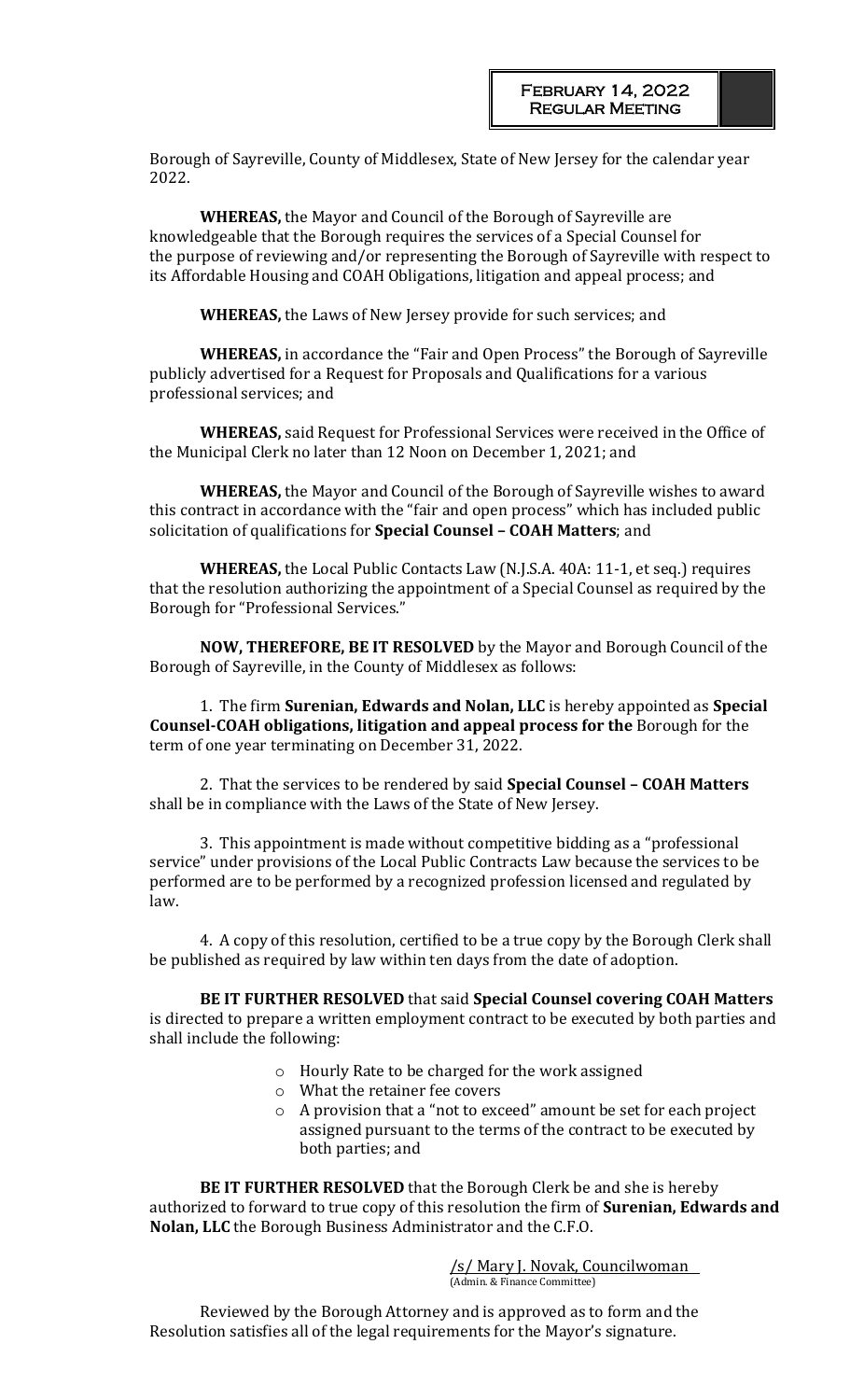Borough of Sayreville, County of Middlesex, State of New Jersey for the calendar year 2022.

**WHEREAS,** the Mayor and Council of the Borough of Sayreville are knowledgeable that the Borough requires the services of a Special Counsel for the purpose of reviewing and/or representing the Borough of Sayreville with respect to its Affordable Housing and COAH Obligations, litigation and appeal process; and

**WHEREAS,** the Laws of New Jersey provide for such services; and

**WHEREAS,** in accordance the "Fair and Open Process" the Borough of Sayreville publicly advertised for a Request for Proposals and Qualifications for a various professional services; and

**WHEREAS,** said Request for Professional Services were received in the Office of the Municipal Clerk no later than 12 Noon on December 1, 2021; and

**WHEREAS,** the Mayor and Council of the Borough of Sayreville wishes to award this contract in accordance with the "fair and open process" which has included public solicitation of qualifications for **Special Counsel – COAH Matters**; and

**WHEREAS,** the Local Public Contacts Law (N.J.S.A. 40A: 11-1, et seq.) requires that the resolution authorizing the appointment of a Special Counsel as required by the Borough for "Professional Services."

**NOW, THEREFORE, BE IT RESOLVED** by the Mayor and Borough Council of the Borough of Sayreville, in the County of Middlesex as follows:

1. The firm **Surenian, Edwards and Nolan, LLC** is hereby appointed as **Special Counsel-COAH obligations, litigation and appeal process for the** Borough for the term of one year terminating on December 31, 2022.

2. That the services to be rendered by said **Special Counsel – COAH Matters** shall be in compliance with the Laws of the State of New Jersey.

3. This appointment is made without competitive bidding as a "professional service" under provisions of the Local Public Contracts Law because the services to be performed are to be performed by a recognized profession licensed and regulated by law.

4. A copy of this resolution, certified to be a true copy by the Borough Clerk shall be published as required by law within ten days from the date of adoption.

**BE IT FURTHER RESOLVED** that said **Special Counsel covering COAH Matters** is directed to prepare a written employment contract to be executed by both parties and shall include the following:

- Hourly Rate to be charged for the work assigned
- What the retainer fee covers
- A provision that a "not to exceed" amount be set for each project assigned pursuant to the terms of the contract to be executed by both parties; and

**BE IT FURTHER RESOLVED** that the Borough Clerk be and she is hereby authorized to forward to true copy of this resolution the firm of **Surenian, Edwards and Nolan, LLC** the Borough Business Administrator and the C.F.O.

/s/ Mary J. Novak, Councilwoman
(Admin. & Finance Committee)

Reviewed by the Borough Attorney and is approved as to form and the Resolution satisfies all of the legal requirements for the Mayor's signature.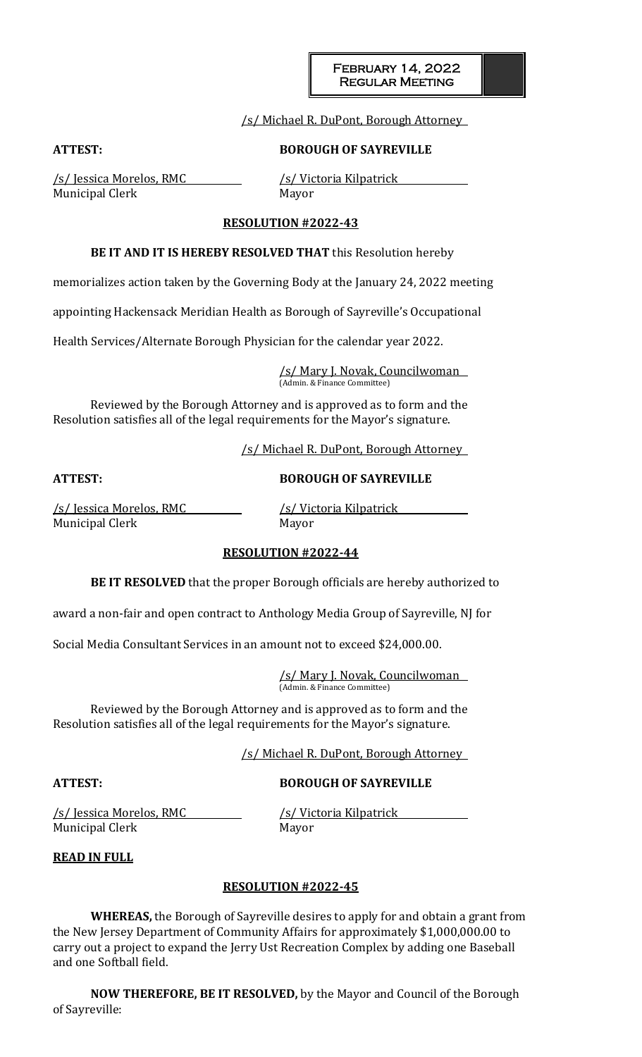/s/ Michael R. DuPont, Borough Attorney

**ATTEST:** **BOROUGH OF SAYREVILLE**

/s/ Jessica Morelos, RMC /s/ Victoria Kilpatrick
Municipal Clerk Mayor

**RESOLUTION #2022-43**

**BE IT AND IT IS HEREBY RESOLVED THAT** this Resolution hereby memorializes action taken by the Governing Body at the January 24, 2022 meeting appointing Hackensack Meridian Health as Borough of Sayreville's Occupational Health Services/Alternate Borough Physician for the calendar year 2022.

/s/ Mary J. Novak, Councilwoman
(Admin. & Finance Committee)

Reviewed by the Borough Attorney and is approved as to form and the Resolution satisfies all of the legal requirements for the Mayor's signature.

/s/ Michael R. DuPont, Borough Attorney

**ATTEST:** **BOROUGH OF SAYREVILLE**

/s/ Jessica Morelos, RMC /s/ Victoria Kilpatrick
Municipal Clerk Mayor

**RESOLUTION #2022-44**

**BE IT RESOLVED** that the proper Borough officials are hereby authorized to award a non-fair and open contract to Anthology Media Group of Sayreville, NJ for Social Media Consultant Services in an amount not to exceed $24,000.00.

/s/ Mary J. Novak, Councilwoman
(Admin. & Finance Committee)

Reviewed by the Borough Attorney and is approved as to form and the Resolution satisfies all of the legal requirements for the Mayor's signature.

/s/ Michael R. DuPont, Borough Attorney

**ATTEST:** **BOROUGH OF SAYREVILLE**

/s/ Jessica Morelos, RMC /s/ Victoria Kilpatrick
Municipal Clerk Mayor

**READ IN FULL**

**RESOLUTION #2022-45**

**WHEREAS,** the Borough of Sayreville desires to apply for and obtain a grant from the New Jersey Department of Community Affairs for approximately $1,000,000.00 to carry out a project to expand the Jerry Ust Recreation Complex by adding one Baseball and one Softball field.

**NOW THEREFORE, BE IT RESOLVED,** by the Mayor and Council of the Borough of Sayreville: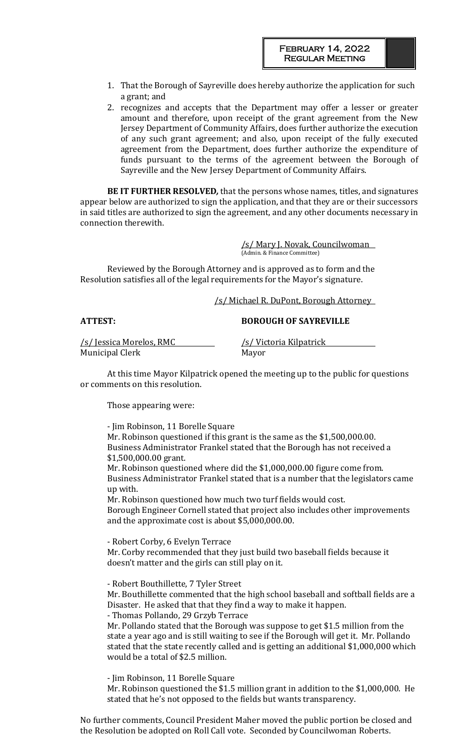1. That the Borough of Sayreville does hereby authorize the application for such a grant; and
2. recognizes and accepts that the Department may offer a lesser or greater amount and therefore, upon receipt of the grant agreement from the New Jersey Department of Community Affairs, does further authorize the execution of any such grant agreement; and also, upon receipt of the fully executed agreement from the Department, does further authorize the expenditure of funds pursuant to the terms of the agreement between the Borough of Sayreville and the New Jersey Department of Community Affairs.

**BE IT FURTHER RESOLVED,** that the persons whose names, titles, and signatures appear below are authorized to sign the application, and that they are or their successors in said titles are authorized to sign the agreement, and any other documents necessary in connection therewith.

/s/ Mary J. Novak, Councilwoman
(Admin. & Finance Committee)

Reviewed by the Borough Attorney and is approved as to form and the Resolution satisfies all of the legal requirements for the Mayor's signature.

/s/ Michael R. DuPont, Borough Attorney

**ATTEST:** **BOROUGH OF SAYREVILLE**

/s/ Jessica Morelos, RMC
Municipal Clerk

/s/ Victoria Kilpatrick
Mayor

At this time Mayor Kilpatrick opened the meeting up to the public for questions or comments on this resolution.

Those appearing were:

- Jim Robinson, 11 Borelle Square
Mr. Robinson questioned if this grant is the same as the $1,500,000.00.
Business Administrator Frankel stated that the Borough has not received a $1,500,000.00 grant.
Mr. Robinson questioned where did the $1,000,000.00 figure come from.
Business Administrator Frankel stated that is a number that the legislators came up with.
Mr. Robinson questioned how much two turf fields would cost.
Borough Engineer Cornell stated that project also includes other improvements and the approximate cost is about $5,000,000.00.

- Robert Corby, 6 Evelyn Terrace
Mr. Corby recommended that they just build two baseball fields because it doesn't matter and the girls can still play on it.

- Robert Bouthillette, 7 Tyler Street
Mr. Bouthillette commented that the high school baseball and softball fields are a Disaster. He asked that that they find a way to make it happen.

- Thomas Pollando, 29 Grzyb Terrace
Mr. Pollando stated that the Borough was suppose to get $1.5 million from the state a year ago and is still waiting to see if the Borough will get it. Mr. Pollando stated that the state recently called and is getting an additional $1,000,000 which would be a total of $2.5 million.

- Jim Robinson, 11 Borelle Square
Mr. Robinson questioned the $1.5 million grant in addition to the $1,000,000. He stated that he's not opposed to the fields but wants transparency.

No further comments, Council President Maher moved the public portion be closed and the Resolution be adopted on Roll Call vote. Seconded by Councilwoman Roberts.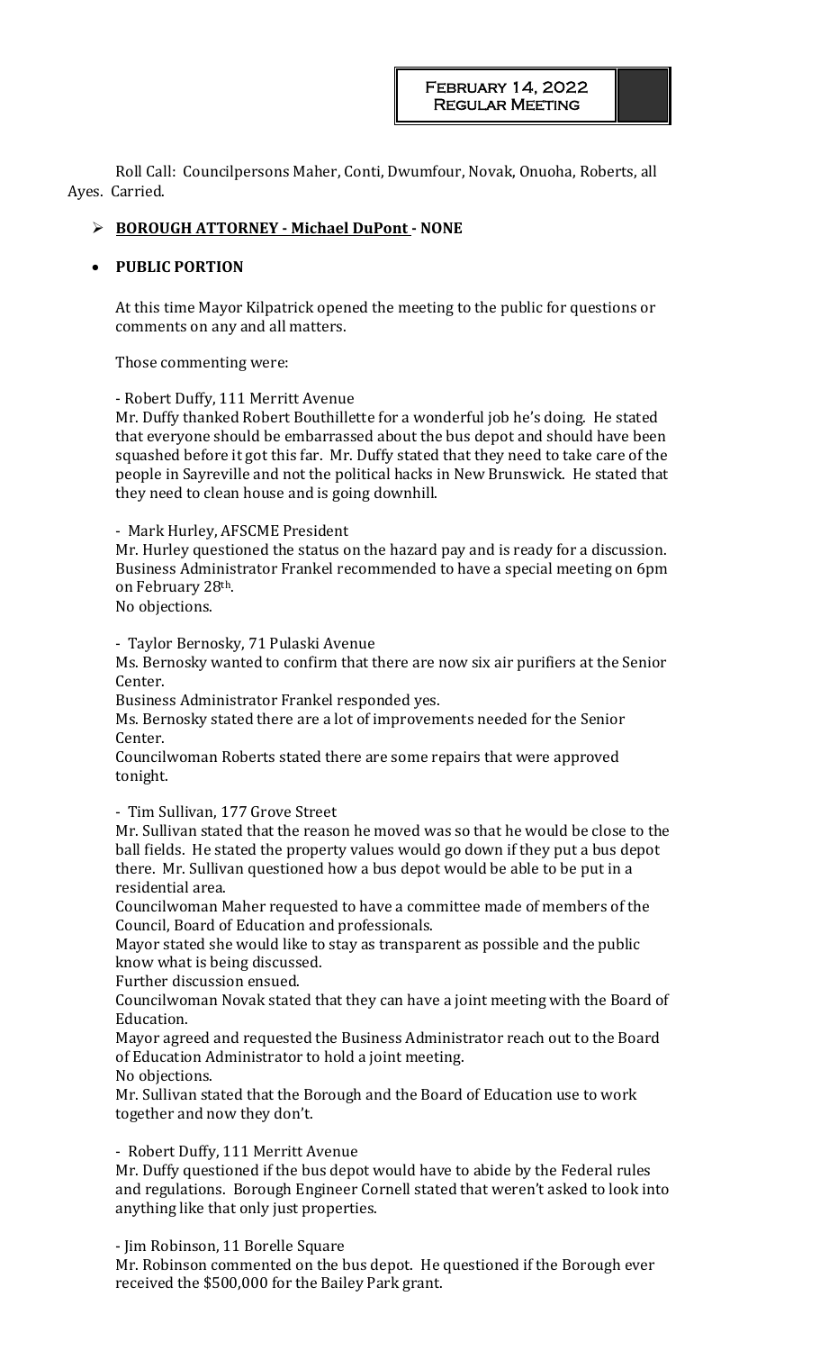Roll Call: Councilpersons Maher, Conti, Dwumfour, Novak, Onuoha, Roberts, all Ayes. Carried.

- **BOROUGH ATTORNEY - Michael DuPont - NONE**

- **PUBLIC PORTION**

At this time Mayor Kilpatrick opened the meeting to the public for questions or comments on any and all matters.

Those commenting were:

- Robert Duffy, 111 Merritt Avenue

Mr. Duffy thanked Robert Bouthillette for a wonderful job he's doing. He stated that everyone should be embarrassed about the bus depot and should have been squashed before it got this far. Mr. Duffy stated that they need to take care of the people in Sayreville and not the political hacks in New Brunswick. He stated that they need to clean house and is going downhill.

- Mark Hurley, AFSCME President

Mr. Hurley questioned the status on the hazard pay and is ready for a discussion. Business Administrator Frankel recommended to have a special meeting on 6pm on February 28th.

No objections.

- Taylor Bernosky, 71 Pulaski Avenue

Ms. Bernosky wanted to confirm that there are now six air purifiers at the Senior Center.

Business Administrator Frankel responded yes.

Ms. Bernosky stated there are a lot of improvements needed for the Senior Center.

Councilwoman Roberts stated there are some repairs that were approved tonight.

- Tim Sullivan, 177 Grove Street

Mr. Sullivan stated that the reason he moved was so that he would be close to the ball fields. He stated the property values would go down if they put a bus depot there. Mr. Sullivan questioned how a bus depot would be able to be put in a residential area.

Councilwoman Maher requested to have a committee made of members of the Council, Board of Education and professionals.

Mayor stated she would like to stay as transparent as possible and the public know what is being discussed.

Further discussion ensued.

Councilwoman Novak stated that they can have a joint meeting with the Board of Education.

Mayor agreed and requested the Business Administrator reach out to the Board of Education Administrator to hold a joint meeting.

No objections.

Mr. Sullivan stated that the Borough and the Board of Education use to work together and now they don't.

- Robert Duffy, 111 Merritt Avenue

Mr. Duffy questioned if the bus depot would have to abide by the Federal rules and regulations. Borough Engineer Cornell stated that weren't asked to look into anything like that only just properties.

- Jim Robinson, 11 Borelle Square

Mr. Robinson commented on the bus depot. He questioned if the Borough ever received the $500,000 for the Bailey Park grant.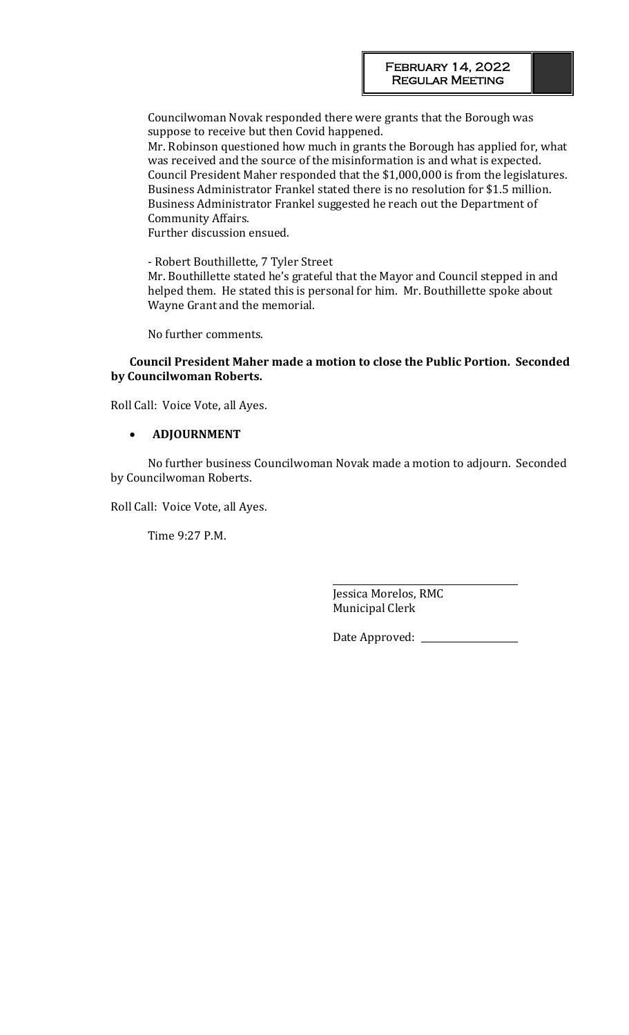Councilwoman Novak responded there were grants that the Borough was suppose to receive but then Covid happened.
Mr. Robinson questioned how much in grants the Borough has applied for, what was received and the source of the misinformation is and what is expected.
Council President Maher responded that the $1,000,000 is from the legislatures.
Business Administrator Frankel stated there is no resolution for $1.5 million.
Business Administrator Frankel suggested he reach out the Department of Community Affairs.
Further discussion ensued.

- Robert Bouthillette, 7 Tyler Street

Mr. Bouthillette stated he's grateful that the Mayor and Council stepped in and helped them. He stated this is personal for him. Mr. Bouthillette spoke about Wayne Grant and the memorial.

No further comments.

**Council President Maher made a motion to close the Public Portion. Seconded by Councilwoman Roberts.**

Roll Call: Voice Vote, all Ayes.

- **ADJOURNMENT**

No further business Councilwoman Novak made a motion to adjourn. Seconded by Councilwoman Roberts.

Roll Call: Voice Vote, all Ayes.

Time 9:27 P.M.

Jessica Morelos, RMC
Municipal Clerk

Date Approved: ___________________